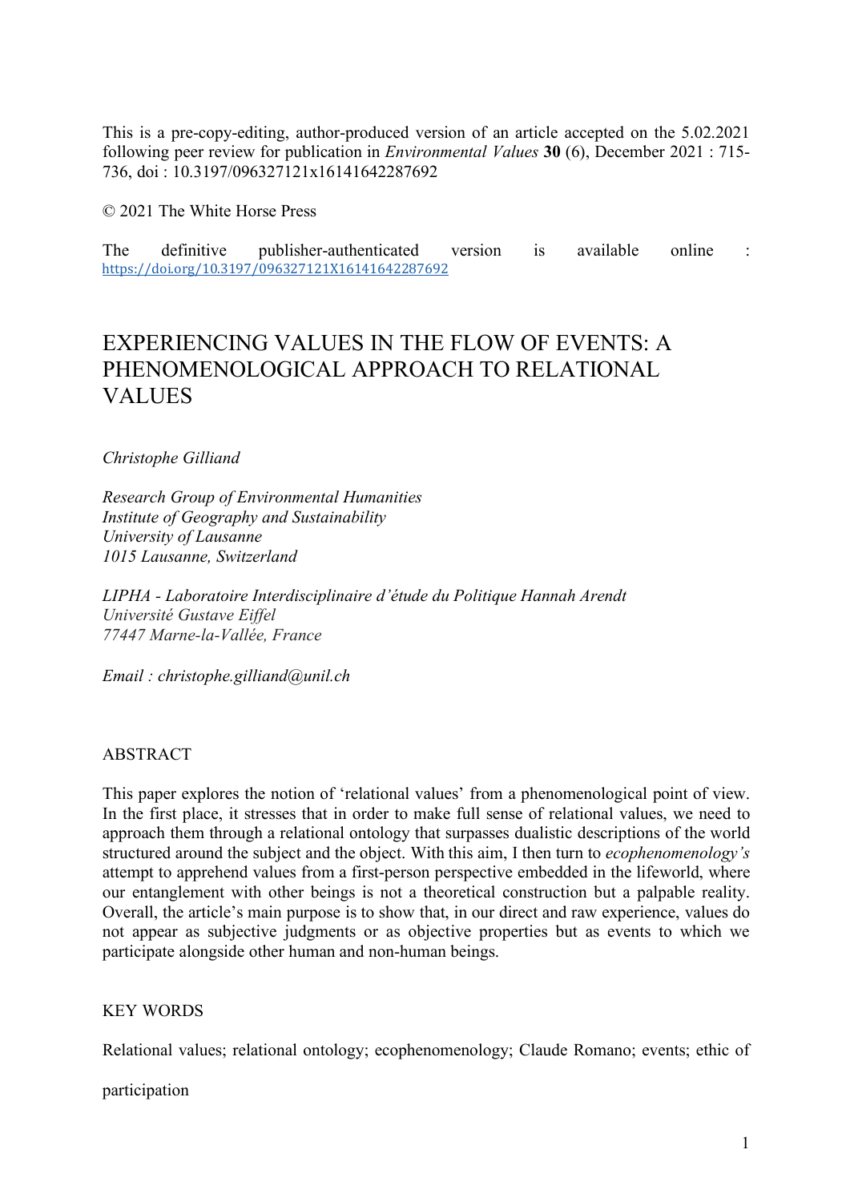This is a pre-copy-editing, author-produced version of an article accepted on the 5.02.2021 following peer review for publication in *Environmental Values* **30** (6), December 2021 : 715-736, doi : 10.3197/096327121x16141642287692

© 2021 The White Horse Press

The definitive publisher-authenticated version is available online : https://doi.org/10.3197/096327121X16141642287692

# EXPERIENCING VALUES IN THE FLOW OF EVENTS: A PHENOMENOLOGICAL APPROACH TO RELATIONAL VALUES

*Christophe Gilliand*

*Research Group of Environmental Humanities*
*Institute of Geography and Sustainability*
*University of Lausanne*
*1015 Lausanne, Switzerland*

*LIPHA - Laboratoire Interdisciplinaire d'étude du Politique Hannah Arendt*
*Université Gustave Eiffel*
*77447 Marne-la-Vallée, France*

*Email : christophe.gilliand@unil.ch*

## ABSTRACT

This paper explores the notion of 'relational values' from a phenomenological point of view. In the first place, it stresses that in order to make full sense of relational values, we need to approach them through a relational ontology that surpasses dualistic descriptions of the world structured around the subject and the object. With this aim, I then turn to *ecophenomenology's* attempt to apprehend values from a first-person perspective embedded in the lifeworld, where our entanglement with other beings is not a theoretical construction but a palpable reality. Overall, the article's main purpose is to show that, in our direct and raw experience, values do not appear as subjective judgments or as objective properties but as events to which we participate alongside other human and non-human beings.

## KEY WORDS

Relational values; relational ontology; ecophenomenology; Claude Romano; events; ethic of participation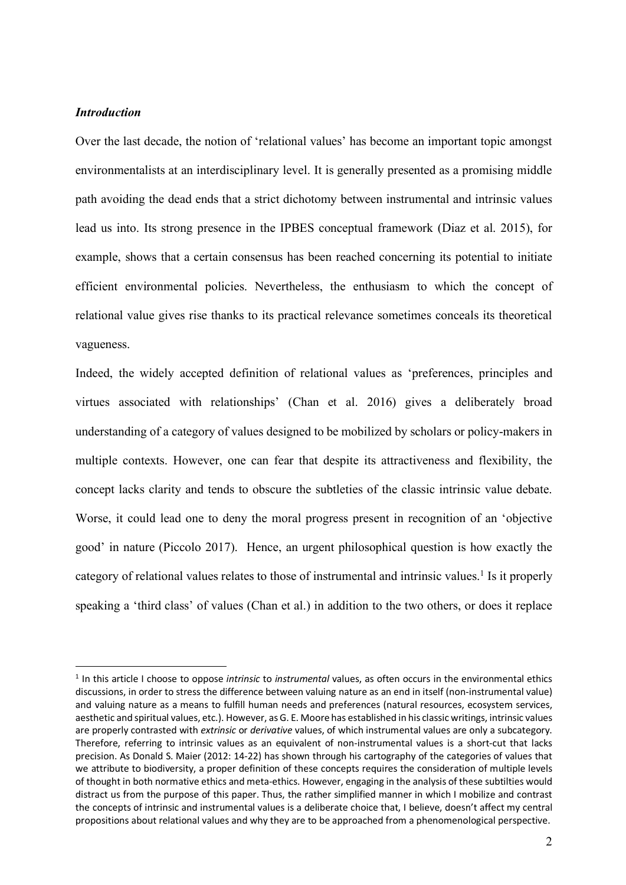### *Introduction*

Over the last decade, the notion of 'relational values' has become an important topic amongst environmentalists at an interdisciplinary level. It is generally presented as a promising middle path avoiding the dead ends that a strict dichotomy between instrumental and intrinsic values lead us into. Its strong presence in the IPBES conceptual framework (Diaz et al. 2015), for example, shows that a certain consensus has been reached concerning its potential to initiate efficient environmental policies. Nevertheless, the enthusiasm to which the concept of relational value gives rise thanks to its practical relevance sometimes conceals its theoretical vagueness.

Indeed, the widely accepted definition of relational values as 'preferences, principles and virtues associated with relationships' (Chan et al. 2016) gives a deliberately broad understanding of a category of values designed to be mobilized by scholars or policy-makers in multiple contexts. However, one can fear that despite its attractiveness and flexibility, the concept lacks clarity and tends to obscure the subtleties of the classic intrinsic value debate. Worse, it could lead one to deny the moral progress present in recognition of an 'objective good' in nature (Piccolo 2017). Hence, an urgent philosophical question is how exactly the category of relational values relates to those of instrumental and intrinsic values.[1] Is it properly speaking a 'third class' of values (Chan et al.) in addition to the two others, or does it replace

[1] In this article I choose to oppose *intrinsic* to *instrumental* values, as often occurs in the environmental ethics discussions, in order to stress the difference between valuing nature as an end in itself (non-instrumental value) and valuing nature as a means to fulfill human needs and preferences (natural resources, ecosystem services, aesthetic and spiritual values, etc.). However, as G. E. Moore has established in his classic writings, intrinsic values are properly contrasted with *extrinsic* or *derivative* values, of which instrumental values are only a subcategory. Therefore, referring to intrinsic values as an equivalent of non-instrumental values is a short-cut that lacks precision. As Donald S. Maier (2012: 14-22) has shown through his cartography of the categories of values that we attribute to biodiversity, a proper definition of these concepts requires the consideration of multiple levels of thought in both normative ethics and meta-ethics. However, engaging in the analysis of these subtilties would distract us from the purpose of this paper. Thus, the rather simplified manner in which I mobilize and contrast the concepts of intrinsic and instrumental values is a deliberate choice that, I believe, doesn't affect my central propositions about relational values and why they are to be approached from a phenomenological perspective.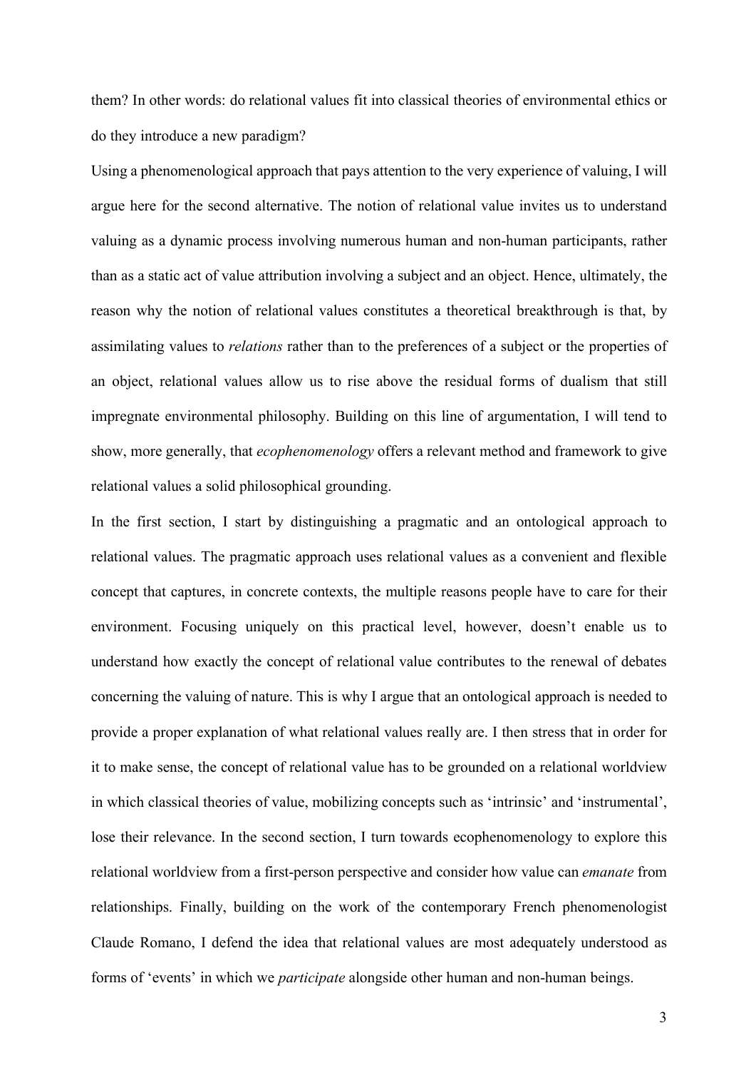them? In other words: do relational values fit into classical theories of environmental ethics or do they introduce a new paradigm?

Using a phenomenological approach that pays attention to the very experience of valuing, I will argue here for the second alternative. The notion of relational value invites us to understand valuing as a dynamic process involving numerous human and non-human participants, rather than as a static act of value attribution involving a subject and an object. Hence, ultimately, the reason why the notion of relational values constitutes a theoretical breakthrough is that, by assimilating values to *relations* rather than to the preferences of a subject or the properties of an object, relational values allow us to rise above the residual forms of dualism that still impregnate environmental philosophy. Building on this line of argumentation, I will tend to show, more generally, that *ecophenomenology* offers a relevant method and framework to give relational values a solid philosophical grounding.

In the first section, I start by distinguishing a pragmatic and an ontological approach to relational values. The pragmatic approach uses relational values as a convenient and flexible concept that captures, in concrete contexts, the multiple reasons people have to care for their environment. Focusing uniquely on this practical level, however, doesn't enable us to understand how exactly the concept of relational value contributes to the renewal of debates concerning the valuing of nature. This is why I argue that an ontological approach is needed to provide a proper explanation of what relational values really are. I then stress that in order for it to make sense, the concept of relational value has to be grounded on a relational worldview in which classical theories of value, mobilizing concepts such as 'intrinsic' and 'instrumental', lose their relevance. In the second section, I turn towards ecophenomenology to explore this relational worldview from a first-person perspective and consider how value can *emanate* from relationships. Finally, building on the work of the contemporary French phenomenologist Claude Romano, I defend the idea that relational values are most adequately understood as forms of 'events' in which we *participate* alongside other human and non-human beings.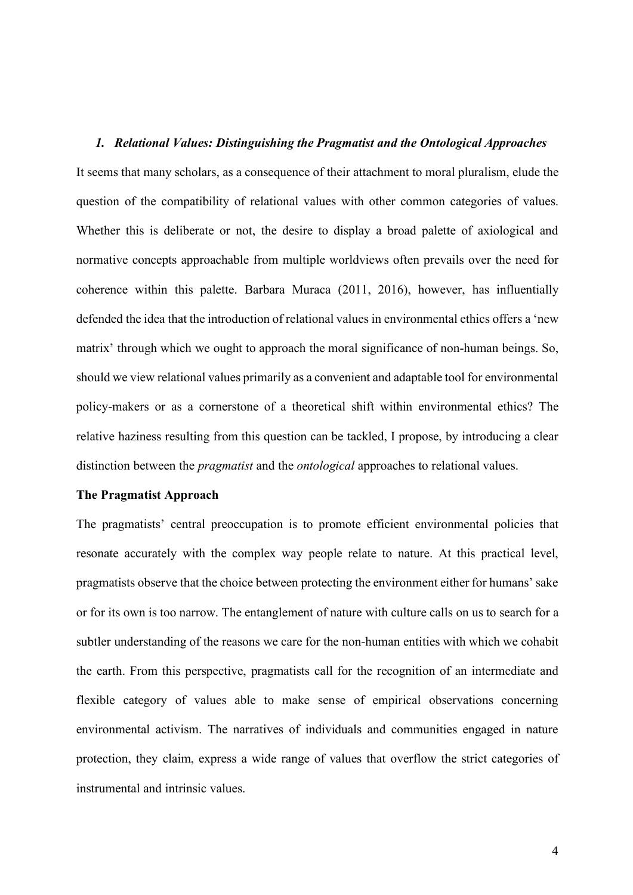## *1. Relational Values: Distinguishing the Pragmatist and the Ontological Approaches*

It seems that many scholars, as a consequence of their attachment to moral pluralism, elude the question of the compatibility of relational values with other common categories of values. Whether this is deliberate or not, the desire to display a broad palette of axiological and normative concepts approachable from multiple worldviews often prevails over the need for coherence within this palette. Barbara Muraca (2011, 2016), however, has influentially defended the idea that the introduction of relational values in environmental ethics offers a 'new matrix' through which we ought to approach the moral significance of non-human beings. So, should we view relational values primarily as a convenient and adaptable tool for environmental policy-makers or as a cornerstone of a theoretical shift within environmental ethics? The relative haziness resulting from this question can be tackled, I propose, by introducing a clear distinction between the *pragmatist* and the *ontological* approaches to relational values.

### The Pragmatist Approach

The pragmatists' central preoccupation is to promote efficient environmental policies that resonate accurately with the complex way people relate to nature. At this practical level, pragmatists observe that the choice between protecting the environment either for humans' sake or for its own is too narrow. The entanglement of nature with culture calls on us to search for a subtler understanding of the reasons we care for the non-human entities with which we cohabit the earth. From this perspective, pragmatists call for the recognition of an intermediate and flexible category of values able to make sense of empirical observations concerning environmental activism. The narratives of individuals and communities engaged in nature protection, they claim, express a wide range of values that overflow the strict categories of instrumental and intrinsic values.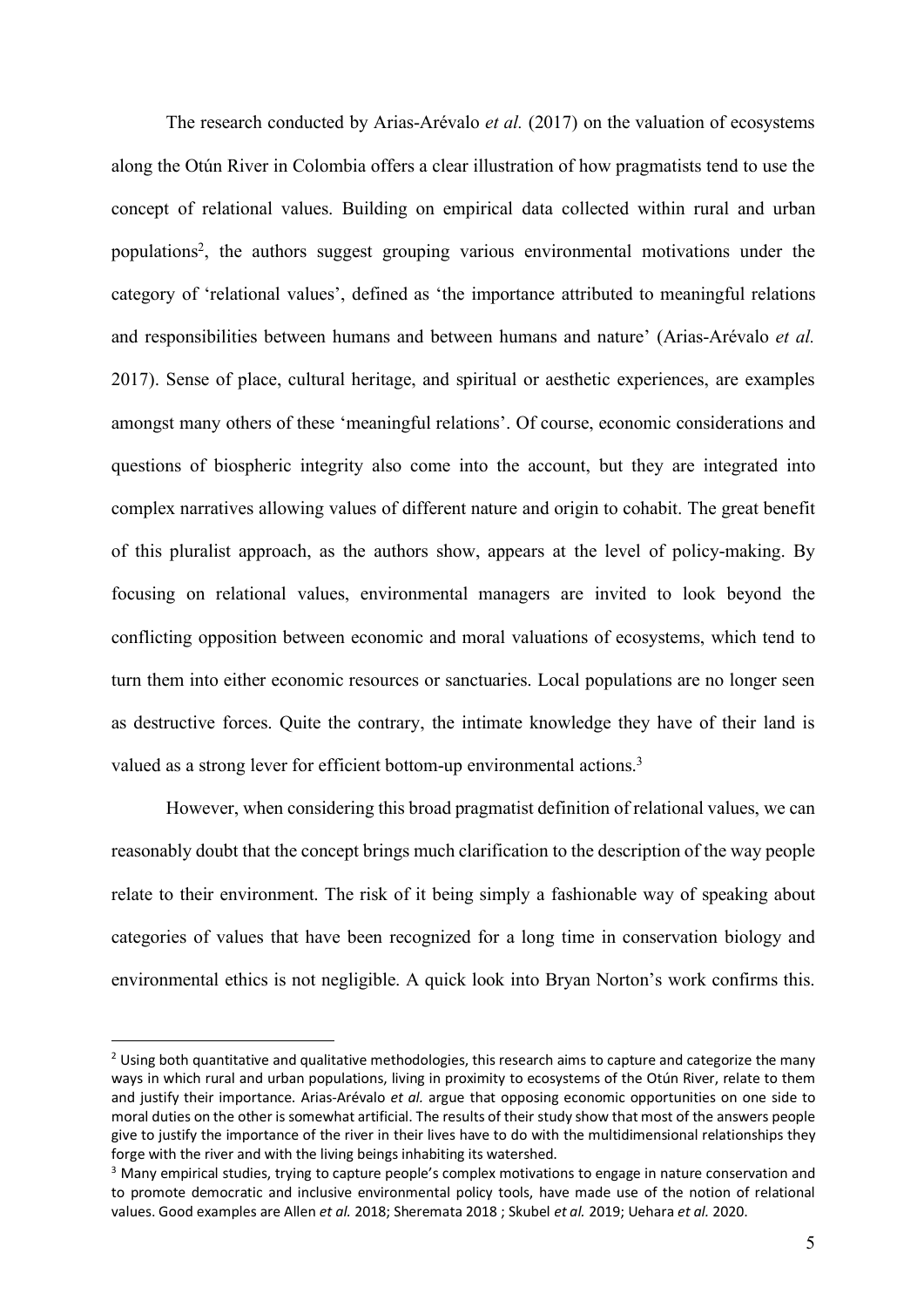The research conducted by Arias-Arévalo *et al.* (2017) on the valuation of ecosystems along the Otún River in Colombia offers a clear illustration of how pragmatists tend to use the concept of relational values. Building on empirical data collected within rural and urban populations[2], the authors suggest grouping various environmental motivations under the category of 'relational values', defined as 'the importance attributed to meaningful relations and responsibilities between humans and between humans and nature' (Arias-Arévalo *et al.* 2017). Sense of place, cultural heritage, and spiritual or aesthetic experiences, are examples amongst many others of these 'meaningful relations'. Of course, economic considerations and questions of biospheric integrity also come into the account, but they are integrated into complex narratives allowing values of different nature and origin to cohabit. The great benefit of this pluralist approach, as the authors show, appears at the level of policy-making. By focusing on relational values, environmental managers are invited to look beyond the conflicting opposition between economic and moral valuations of ecosystems, which tend to turn them into either economic resources or sanctuaries. Local populations are no longer seen as destructive forces. Quite the contrary, the intimate knowledge they have of their land is valued as a strong lever for efficient bottom-up environmental actions.[3]

However, when considering this broad pragmatist definition of relational values, we can reasonably doubt that the concept brings much clarification to the description of the way people relate to their environment. The risk of it being simply a fashionable way of speaking about categories of values that have been recognized for a long time in conservation biology and environmental ethics is not negligible. A quick look into Bryan Norton's work confirms this.

---

[2] Using both quantitative and qualitative methodologies, this research aims to capture and categorize the many ways in which rural and urban populations, living in proximity to ecosystems of the Otún River, relate to them and justify their importance. Arias-Arévalo *et al.* argue that opposing economic opportunities on one side to moral duties on the other is somewhat artificial. The results of their study show that most of the answers people give to justify the importance of the river in their lives have to do with the multidimensional relationships they forge with the river and with the living beings inhabiting its watershed.

[3] Many empirical studies, trying to capture people's complex motivations to engage in nature conservation and to promote democratic and inclusive environmental policy tools, have made use of the notion of relational values. Good examples are Allen *et al.* 2018; Sheremata 2018 ; Skubel *et al.* 2019; Uehara *et al.* 2020.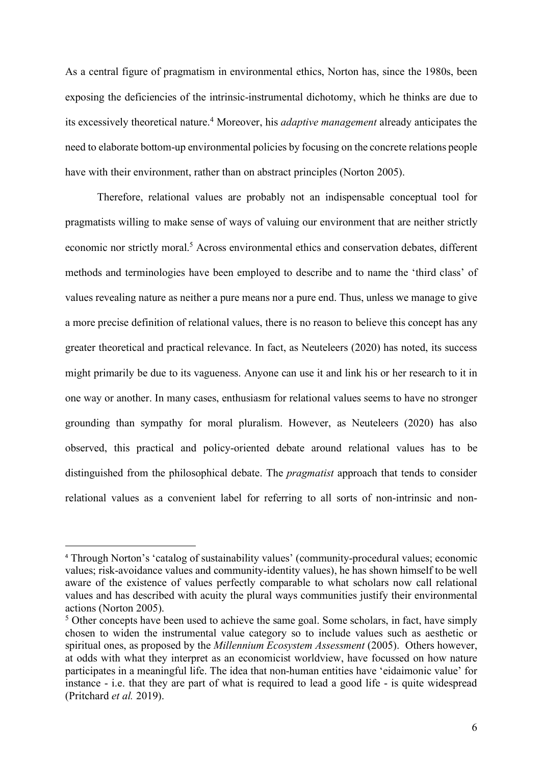As a central figure of pragmatism in environmental ethics, Norton has, since the 1980s, been exposing the deficiencies of the intrinsic-instrumental dichotomy, which he thinks are due to its excessively theoretical nature.[4] Moreover, his *adaptive management* already anticipates the need to elaborate bottom-up environmental policies by focusing on the concrete relations people have with their environment, rather than on abstract principles (Norton 2005).

Therefore, relational values are probably not an indispensable conceptual tool for pragmatists willing to make sense of ways of valuing our environment that are neither strictly economic nor strictly moral.[5] Across environmental ethics and conservation debates, different methods and terminologies have been employed to describe and to name the 'third class' of values revealing nature as neither a pure means nor a pure end. Thus, unless we manage to give a more precise definition of relational values, there is no reason to believe this concept has any greater theoretical and practical relevance. In fact, as Neuteleers (2020) has noted, its success might primarily be due to its vagueness. Anyone can use it and link his or her research to it in one way or another. In many cases, enthusiasm for relational values seems to have no stronger grounding than sympathy for moral pluralism. However, as Neuteleers (2020) has also observed, this practical and policy-oriented debate around relational values has to be distinguished from the philosophical debate. The *pragmatist* approach that tends to consider relational values as a convenient label for referring to all sorts of non-intrinsic and non-

[4] Through Norton's 'catalog of sustainability values' (community-procedural values; economic values; risk-avoidance values and community-identity values), he has shown himself to be well aware of the existence of values perfectly comparable to what scholars now call relational values and has described with acuity the plural ways communities justify their environmental actions (Norton 2005).

[5] Other concepts have been used to achieve the same goal. Some scholars, in fact, have simply chosen to widen the instrumental value category so to include values such as aesthetic or spiritual ones, as proposed by the *Millennium Ecosystem Assessment* (2005). Others however, at odds with what they interpret as an economicist worldview, have focussed on how nature participates in a meaningful life. The idea that non-human entities have 'eidaimonic value' for instance - i.e. that they are part of what is required to lead a good life - is quite widespread (Pritchard *et al.* 2019).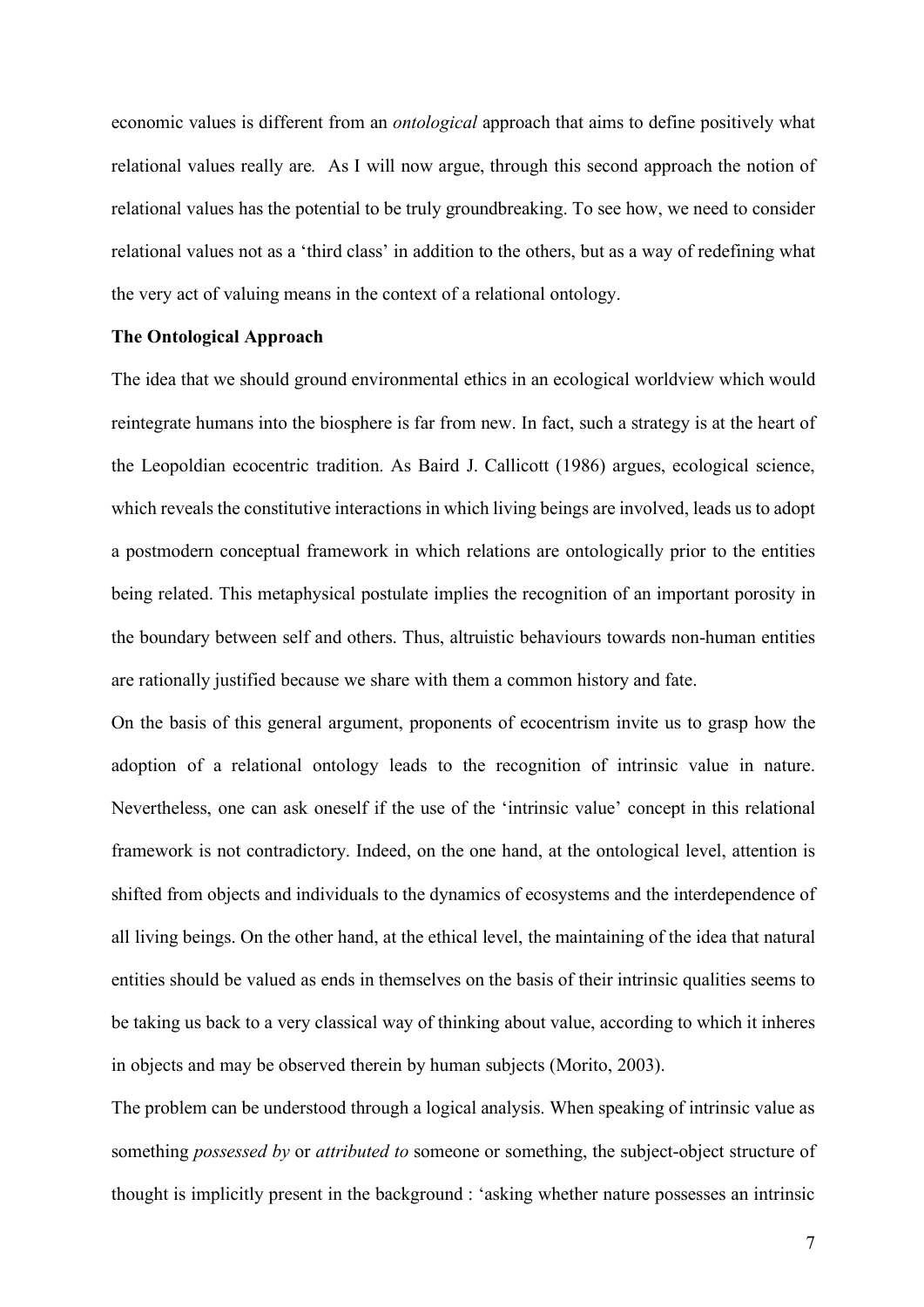economic values is different from an *ontological* approach that aims to define positively what relational values really are*.* As I will now argue, through this second approach the notion of relational values has the potential to be truly groundbreaking. To see how, we need to consider relational values not as a 'third class' in addition to the others, but as a way of redefining what the very act of valuing means in the context of a relational ontology.

## The Ontological Approach

The idea that we should ground environmental ethics in an ecological worldview which would reintegrate humans into the biosphere is far from new. In fact, such a strategy is at the heart of the Leopoldian ecocentric tradition. As Baird J. Callicott (1986) argues, ecological science, which reveals the constitutive interactions in which living beings are involved, leads us to adopt a postmodern conceptual framework in which relations are ontologically prior to the entities being related. This metaphysical postulate implies the recognition of an important porosity in the boundary between self and others. Thus, altruistic behaviours towards non-human entities are rationally justified because we share with them a common history and fate.

On the basis of this general argument, proponents of ecocentrism invite us to grasp how the adoption of a relational ontology leads to the recognition of intrinsic value in nature. Nevertheless, one can ask oneself if the use of the 'intrinsic value' concept in this relational framework is not contradictory. Indeed, on the one hand, at the ontological level, attention is shifted from objects and individuals to the dynamics of ecosystems and the interdependence of all living beings. On the other hand, at the ethical level, the maintaining of the idea that natural entities should be valued as ends in themselves on the basis of their intrinsic qualities seems to be taking us back to a very classical way of thinking about value, according to which it inheres in objects and may be observed therein by human subjects (Morito, 2003).

The problem can be understood through a logical analysis. When speaking of intrinsic value as something *possessed by* or *attributed to* someone or something, the subject-object structure of thought is implicitly present in the background : 'asking whether nature possesses an intrinsic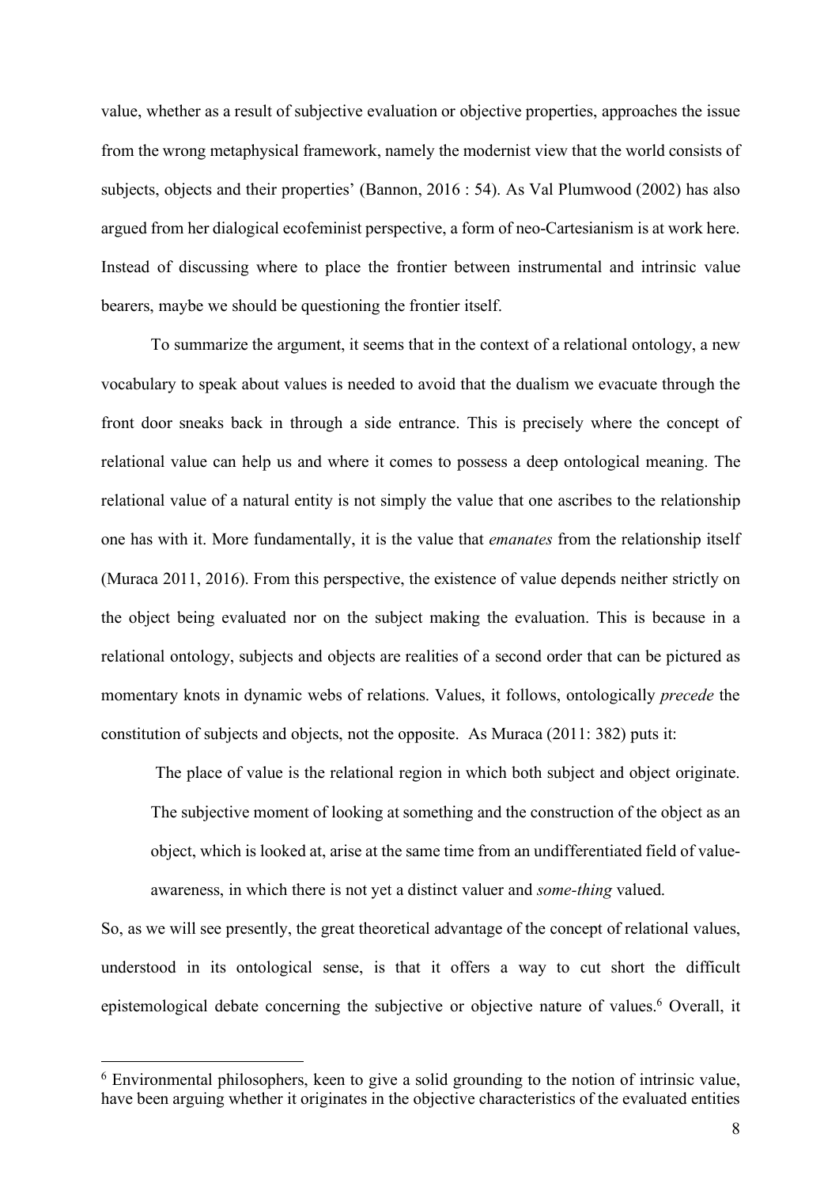value, whether as a result of subjective evaluation or objective properties, approaches the issue from the wrong metaphysical framework, namely the modernist view that the world consists of subjects, objects and their properties' (Bannon, 2016 : 54). As Val Plumwood (2002) has also argued from her dialogical ecofeminist perspective, a form of neo-Cartesianism is at work here. Instead of discussing where to place the frontier between instrumental and intrinsic value bearers, maybe we should be questioning the frontier itself.

To summarize the argument, it seems that in the context of a relational ontology, a new vocabulary to speak about values is needed to avoid that the dualism we evacuate through the front door sneaks back in through a side entrance. This is precisely where the concept of relational value can help us and where it comes to possess a deep ontological meaning. The relational value of a natural entity is not simply the value that one ascribes to the relationship one has with it. More fundamentally, it is the value that *emanates* from the relationship itself (Muraca 2011, 2016). From this perspective, the existence of value depends neither strictly on the object being evaluated nor on the subject making the evaluation. This is because in a relational ontology, subjects and objects are realities of a second order that can be pictured as momentary knots in dynamic webs of relations. Values, it follows, ontologically *precede* the constitution of subjects and objects, not the opposite. As Muraca (2011: 382) puts it:

> The place of value is the relational region in which both subject and object originate. The subjective moment of looking at something and the construction of the object as an object, which is looked at, arise at the same time from an undifferentiated field of value-awareness, in which there is not yet a distinct valuer and *some-thing* valued.

So, as we will see presently, the great theoretical advantage of the concept of relational values, understood in its ontological sense, is that it offers a way to cut short the difficult epistemological debate concerning the subjective or objective nature of values.[6] Overall, it

---

[6] Environmental philosophers, keen to give a solid grounding to the notion of intrinsic value, have been arguing whether it originates in the objective characteristics of the evaluated entities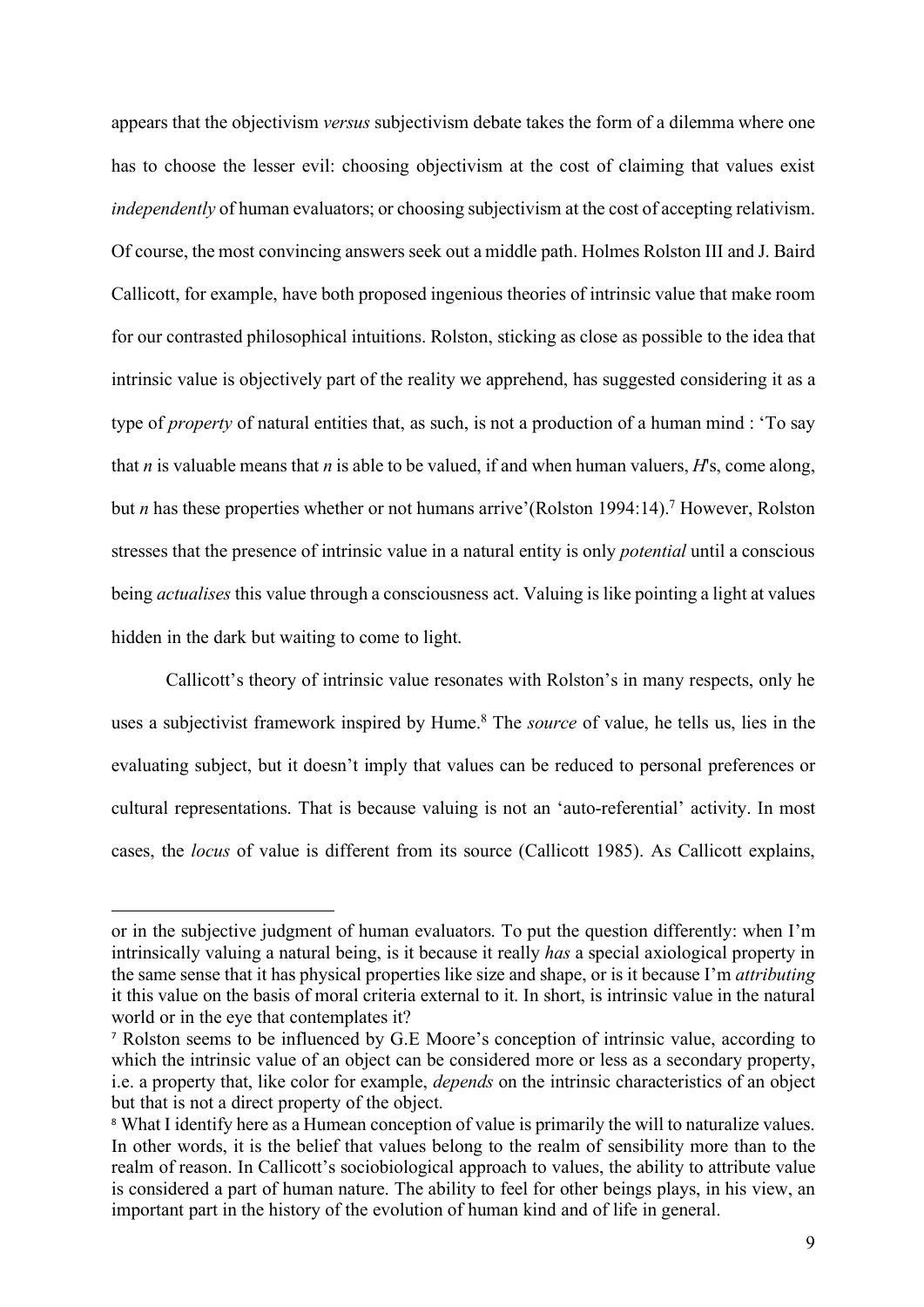appears that the objectivism *versus* subjectivism debate takes the form of a dilemma where one has to choose the lesser evil: choosing objectivism at the cost of claiming that values exist *independently* of human evaluators; or choosing subjectivism at the cost of accepting relativism. Of course, the most convincing answers seek out a middle path. Holmes Rolston III and J. Baird Callicott, for example, have both proposed ingenious theories of intrinsic value that make room for our contrasted philosophical intuitions. Rolston, sticking as close as possible to the idea that intrinsic value is objectively part of the reality we apprehend, has suggested considering it as a type of *property* of natural entities that, as such, is not a production of a human mind : 'To say that *n* is valuable means that *n* is able to be valued, if and when human valuers, *H*'s, come along, but *n* has these properties whether or not humans arrive'(Rolston 1994:14).[7] However, Rolston stresses that the presence of intrinsic value in a natural entity is only *potential* until a conscious being *actualises* this value through a consciousness act. Valuing is like pointing a light at values hidden in the dark but waiting to come to light.

Callicott's theory of intrinsic value resonates with Rolston's in many respects, only he uses a subjectivist framework inspired by Hume.[8] The *source* of value, he tells us, lies in the evaluating subject, but it doesn't imply that values can be reduced to personal preferences or cultural representations. That is because valuing is not an 'auto-referential' activity. In most cases, the *locus* of value is different from its source (Callicott 1985). As Callicott explains,

---

or in the subjective judgment of human evaluators. To put the question differently: when I'm intrinsically valuing a natural being, is it because it really *has* a special axiological property in the same sense that it has physical properties like size and shape, or is it because I'm *attributing* it this value on the basis of moral criteria external to it. In short, is intrinsic value in the natural world or in the eye that contemplates it?

[7] Rolston seems to be influenced by G.E Moore's conception of intrinsic value, according to which the intrinsic value of an object can be considered more or less as a secondary property, i.e. a property that, like color for example, *depends* on the intrinsic characteristics of an object but that is not a direct property of the object.

[8] What I identify here as a Humean conception of value is primarily the will to naturalize values. In other words, it is the belief that values belong to the realm of sensibility more than to the realm of reason. In Callicott's sociobiological approach to values, the ability to attribute value is considered a part of human nature. The ability to feel for other beings plays, in his view, an important part in the history of the evolution of human kind and of life in general.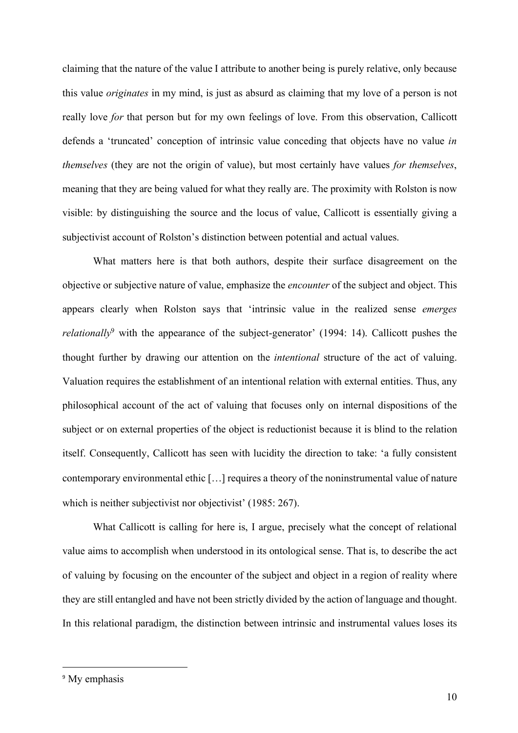claiming that the nature of the value I attribute to another being is purely relative, only because this value *originates* in my mind, is just as absurd as claiming that my love of a person is not really love *for* that person but for my own feelings of love. From this observation, Callicott defends a 'truncated' conception of intrinsic value conceding that objects have no value *in themselves* (they are not the origin of value), but most certainly have values *for themselves*, meaning that they are being valued for what they really are. The proximity with Rolston is now visible: by distinguishing the source and the locus of value, Callicott is essentially giving a subjectivist account of Rolston's distinction between potential and actual values.

What matters here is that both authors, despite their surface disagreement on the objective or subjective nature of value, emphasize the *encounter* of the subject and object. This appears clearly when Rolston says that 'intrinsic value in the realized sense *emerges relationally*[9] with the appearance of the subject-generator' (1994: 14). Callicott pushes the thought further by drawing our attention on the *intentional* structure of the act of valuing. Valuation requires the establishment of an intentional relation with external entities. Thus, any philosophical account of the act of valuing that focuses only on internal dispositions of the subject or on external properties of the object is reductionist because it is blind to the relation itself. Consequently, Callicott has seen with lucidity the direction to take: 'a fully consistent contemporary environmental ethic […] requires a theory of the noninstrumental value of nature which is neither subjectivist nor objectivist' (1985: 267).

What Callicott is calling for here is, I argue, precisely what the concept of relational value aims to accomplish when understood in its ontological sense. That is, to describe the act of valuing by focusing on the encounter of the subject and object in a region of reality where they are still entangled and have not been strictly divided by the action of language and thought. In this relational paradigm, the distinction between intrinsic and instrumental values loses its

---

[9] My emphasis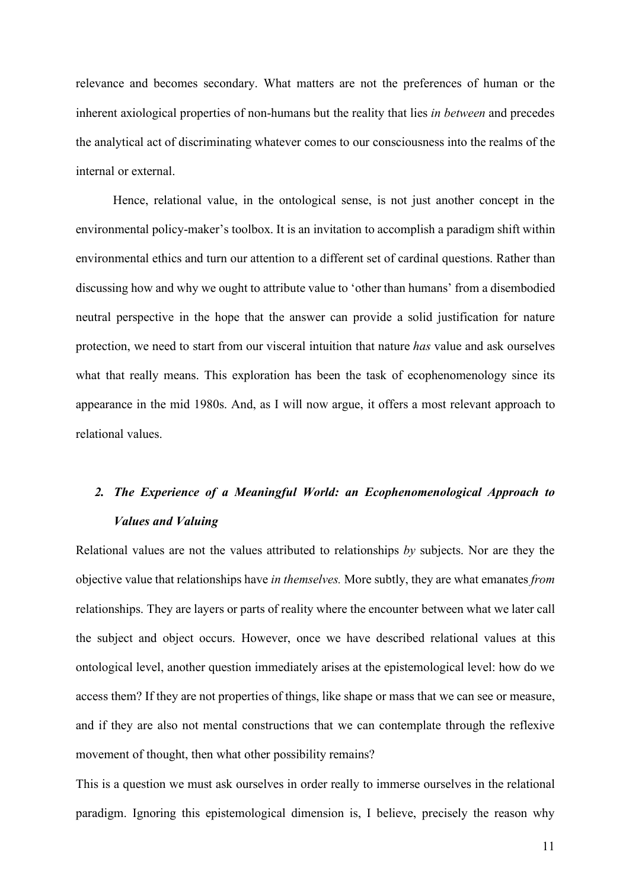relevance and becomes secondary. What matters are not the preferences of human or the inherent axiological properties of non-humans but the reality that lies *in between* and precedes the analytical act of discriminating whatever comes to our consciousness into the realms of the internal or external.

Hence, relational value, in the ontological sense, is not just another concept in the environmental policy-maker's toolbox. It is an invitation to accomplish a paradigm shift within environmental ethics and turn our attention to a different set of cardinal questions. Rather than discussing how and why we ought to attribute value to 'other than humans' from a disembodied neutral perspective in the hope that the answer can provide a solid justification for nature protection, we need to start from our visceral intuition that nature *has* value and ask ourselves what that really means. This exploration has been the task of ecophenomenology since its appearance in the mid 1980s. And, as I will now argue, it offers a most relevant approach to relational values.

## 2. The Experience of a Meaningful World: an Ecophenomenological Approach to Values and Valuing

Relational values are not the values attributed to relationships *by* subjects. Nor are they the objective value that relationships have *in themselves.* More subtly, they are what emanates *from* relationships. They are layers or parts of reality where the encounter between what we later call the subject and object occurs. However, once we have described relational values at this ontological level, another question immediately arises at the epistemological level: how do we access them? If they are not properties of things, like shape or mass that we can see or measure, and if they are also not mental constructions that we can contemplate through the reflexive movement of thought, then what other possibility remains?

This is a question we must ask ourselves in order really to immerse ourselves in the relational paradigm. Ignoring this epistemological dimension is, I believe, precisely the reason why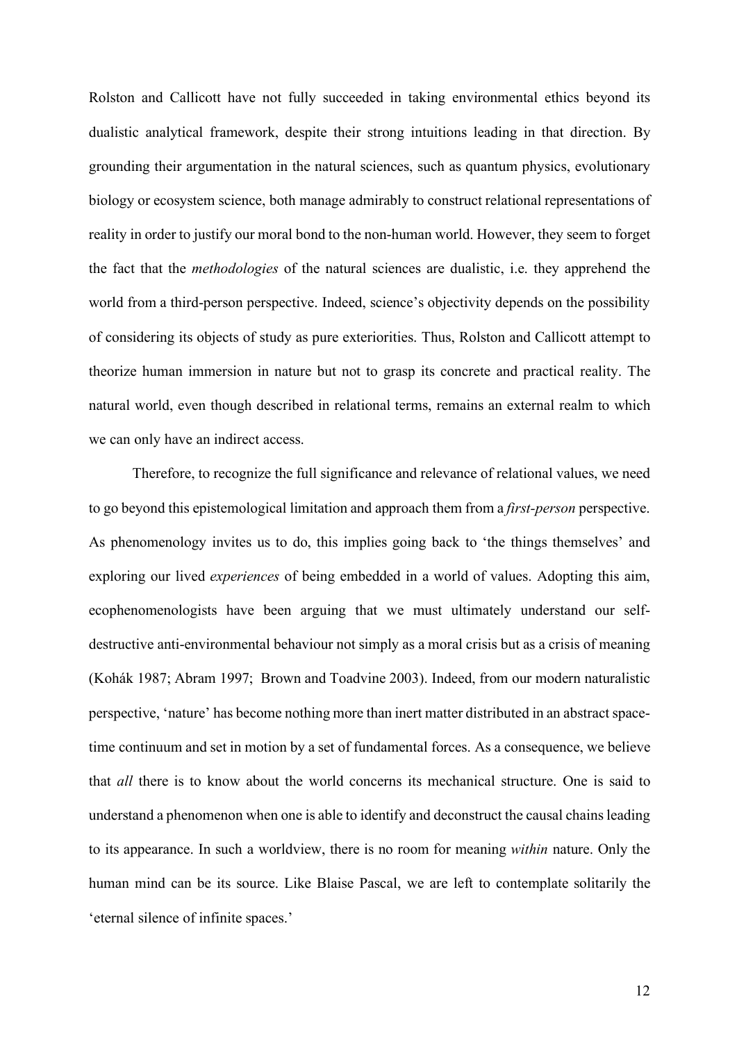Rolston and Callicott have not fully succeeded in taking environmental ethics beyond its dualistic analytical framework, despite their strong intuitions leading in that direction. By grounding their argumentation in the natural sciences, such as quantum physics, evolutionary biology or ecosystem science, both manage admirably to construct relational representations of reality in order to justify our moral bond to the non-human world. However, they seem to forget the fact that the *methodologies* of the natural sciences are dualistic, i.e. they apprehend the world from a third-person perspective. Indeed, science's objectivity depends on the possibility of considering its objects of study as pure exteriorities. Thus, Rolston and Callicott attempt to theorize human immersion in nature but not to grasp its concrete and practical reality. The natural world, even though described in relational terms, remains an external realm to which we can only have an indirect access.

Therefore, to recognize the full significance and relevance of relational values, we need to go beyond this epistemological limitation and approach them from a *first-person* perspective. As phenomenology invites us to do, this implies going back to 'the things themselves' and exploring our lived *experiences* of being embedded in a world of values. Adopting this aim, ecophenomenologists have been arguing that we must ultimately understand our self-destructive anti-environmental behaviour not simply as a moral crisis but as a crisis of meaning (Kohák 1987; Abram 1997; Brown and Toadvine 2003). Indeed, from our modern naturalistic perspective, 'nature' has become nothing more than inert matter distributed in an abstract space-time continuum and set in motion by a set of fundamental forces. As a consequence, we believe that *all* there is to know about the world concerns its mechanical structure. One is said to understand a phenomenon when one is able to identify and deconstruct the causal chains leading to its appearance. In such a worldview, there is no room for meaning *within* nature. Only the human mind can be its source. Like Blaise Pascal, we are left to contemplate solitarily the 'eternal silence of infinite spaces.'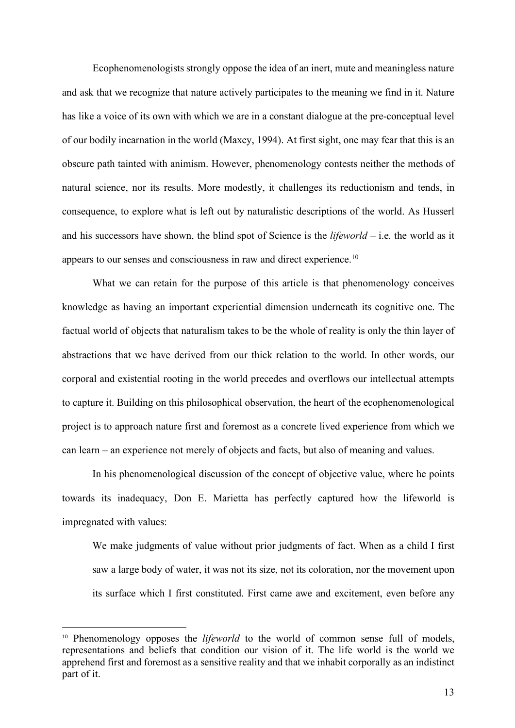Ecophenomenologists strongly oppose the idea of an inert, mute and meaningless nature and ask that we recognize that nature actively participates to the meaning we find in it. Nature has like a voice of its own with which we are in a constant dialogue at the pre-conceptual level of our bodily incarnation in the world (Maxcy, 1994). At first sight, one may fear that this is an obscure path tainted with animism. However, phenomenology contests neither the methods of natural science, nor its results. More modestly, it challenges its reductionism and tends, in consequence, to explore what is left out by naturalistic descriptions of the world. As Husserl and his successors have shown, the blind spot of Science is the *lifeworld* – i.e. the world as it appears to our senses and consciousness in raw and direct experience.[10]

What we can retain for the purpose of this article is that phenomenology conceives knowledge as having an important experiential dimension underneath its cognitive one. The factual world of objects that naturalism takes to be the whole of reality is only the thin layer of abstractions that we have derived from our thick relation to the world. In other words, our corporal and existential rooting in the world precedes and overflows our intellectual attempts to capture it. Building on this philosophical observation, the heart of the ecophenomenological project is to approach nature first and foremost as a concrete lived experience from which we can learn – an experience not merely of objects and facts, but also of meaning and values.

In his phenomenological discussion of the concept of objective value, where he points towards its inadequacy, Don E. Marietta has perfectly captured how the lifeworld is impregnated with values:

> We make judgments of value without prior judgments of fact. When as a child I first saw a large body of water, it was not its size, not its coloration, nor the movement upon its surface which I first constituted. First came awe and excitement, even before any

[10] Phenomenology opposes the *lifeworld* to the world of common sense full of models, representations and beliefs that condition our vision of it. The life world is the world we apprehend first and foremost as a sensitive reality and that we inhabit corporally as an indistinct part of it.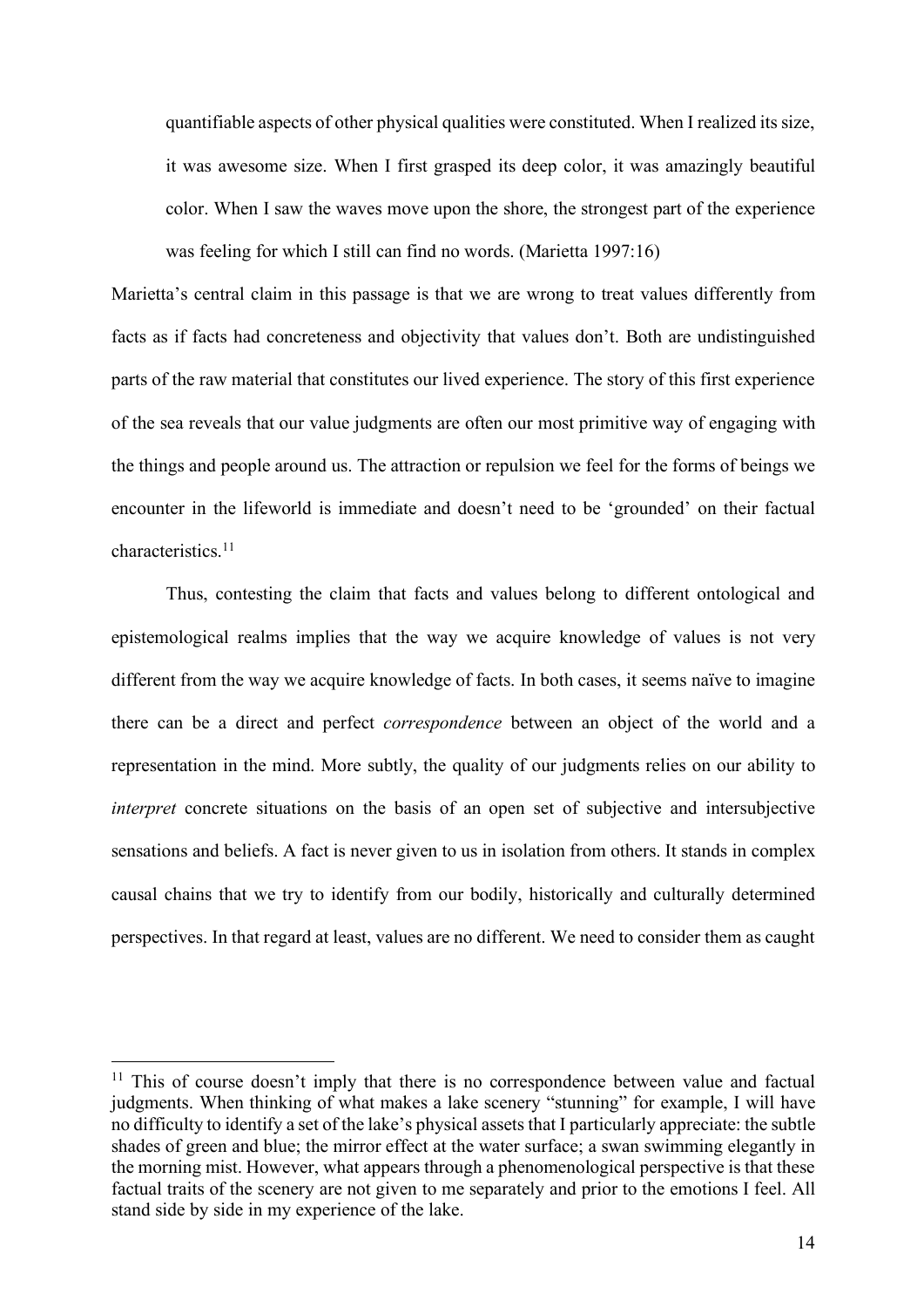> quantifiable aspects of other physical qualities were constituted. When I realized its size, it was awesome size. When I first grasped its deep color, it was amazingly beautiful color. When I saw the waves move upon the shore, the strongest part of the experience was feeling for which I still can find no words. (Marietta 1997:16)

Marietta's central claim in this passage is that we are wrong to treat values differently from facts as if facts had concreteness and objectivity that values don't. Both are undistinguished parts of the raw material that constitutes our lived experience. The story of this first experience of the sea reveals that our value judgments are often our most primitive way of engaging with the things and people around us. The attraction or repulsion we feel for the forms of beings we encounter in the lifeworld is immediate and doesn't need to be 'grounded' on their factual characteristics.[11]

Thus, contesting the claim that facts and values belong to different ontological and epistemological realms implies that the way we acquire knowledge of values is not very different from the way we acquire knowledge of facts. In both cases, it seems naïve to imagine there can be a direct and perfect *correspondence* between an object of the world and a representation in the mind. More subtly, the quality of our judgments relies on our ability to *interpret* concrete situations on the basis of an open set of subjective and intersubjective sensations and beliefs. A fact is never given to us in isolation from others. It stands in complex causal chains that we try to identify from our bodily, historically and culturally determined perspectives. In that regard at least, values are no different. We need to consider them as caught

---

[11] This of course doesn't imply that there is no correspondence between value and factual judgments. When thinking of what makes a lake scenery "stunning" for example, I will have no difficulty to identify a set of the lake's physical assets that I particularly appreciate: the subtle shades of green and blue; the mirror effect at the water surface; a swan swimming elegantly in the morning mist. However, what appears through a phenomenological perspective is that these factual traits of the scenery are not given to me separately and prior to the emotions I feel. All stand side by side in my experience of the lake.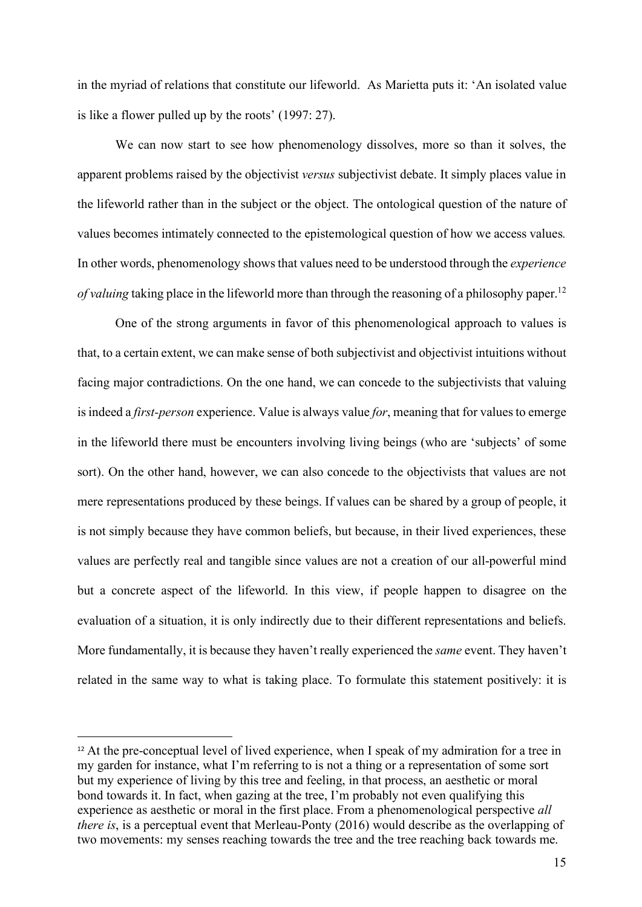in the myriad of relations that constitute our lifeworld. As Marietta puts it: 'An isolated value is like a flower pulled up by the roots' (1997: 27).

We can now start to see how phenomenology dissolves, more so than it solves, the apparent problems raised by the objectivist *versus* subjectivist debate. It simply places value in the lifeworld rather than in the subject or the object. The ontological question of the nature of values becomes intimately connected to the epistemological question of how we access values. In other words, phenomenology shows that values need to be understood through the *experience of valuing* taking place in the lifeworld more than through the reasoning of a philosophy paper.[12]

One of the strong arguments in favor of this phenomenological approach to values is that, to a certain extent, we can make sense of both subjectivist and objectivist intuitions without facing major contradictions. On the one hand, we can concede to the subjectivists that valuing is indeed a *first-person* experience. Value is always value *for*, meaning that for values to emerge in the lifeworld there must be encounters involving living beings (who are 'subjects' of some sort). On the other hand, however, we can also concede to the objectivists that values are not mere representations produced by these beings. If values can be shared by a group of people, it is not simply because they have common beliefs, but because, in their lived experiences, these values are perfectly real and tangible since values are not a creation of our all-powerful mind but a concrete aspect of the lifeworld. In this view, if people happen to disagree on the evaluation of a situation, it is only indirectly due to their different representations and beliefs. More fundamentally, it is because they haven't really experienced the *same* event. They haven't related in the same way to what is taking place. To formulate this statement positively: it is

[12] At the pre-conceptual level of lived experience, when I speak of my admiration for a tree in my garden for instance, what I'm referring to is not a thing or a representation of some sort but my experience of living by this tree and feeling, in that process, an aesthetic or moral bond towards it. In fact, when gazing at the tree, I'm probably not even qualifying this experience as aesthetic or moral in the first place. From a phenomenological perspective *all there is*, is a perceptual event that Merleau-Ponty (2016) would describe as the overlapping of two movements: my senses reaching towards the tree and the tree reaching back towards me.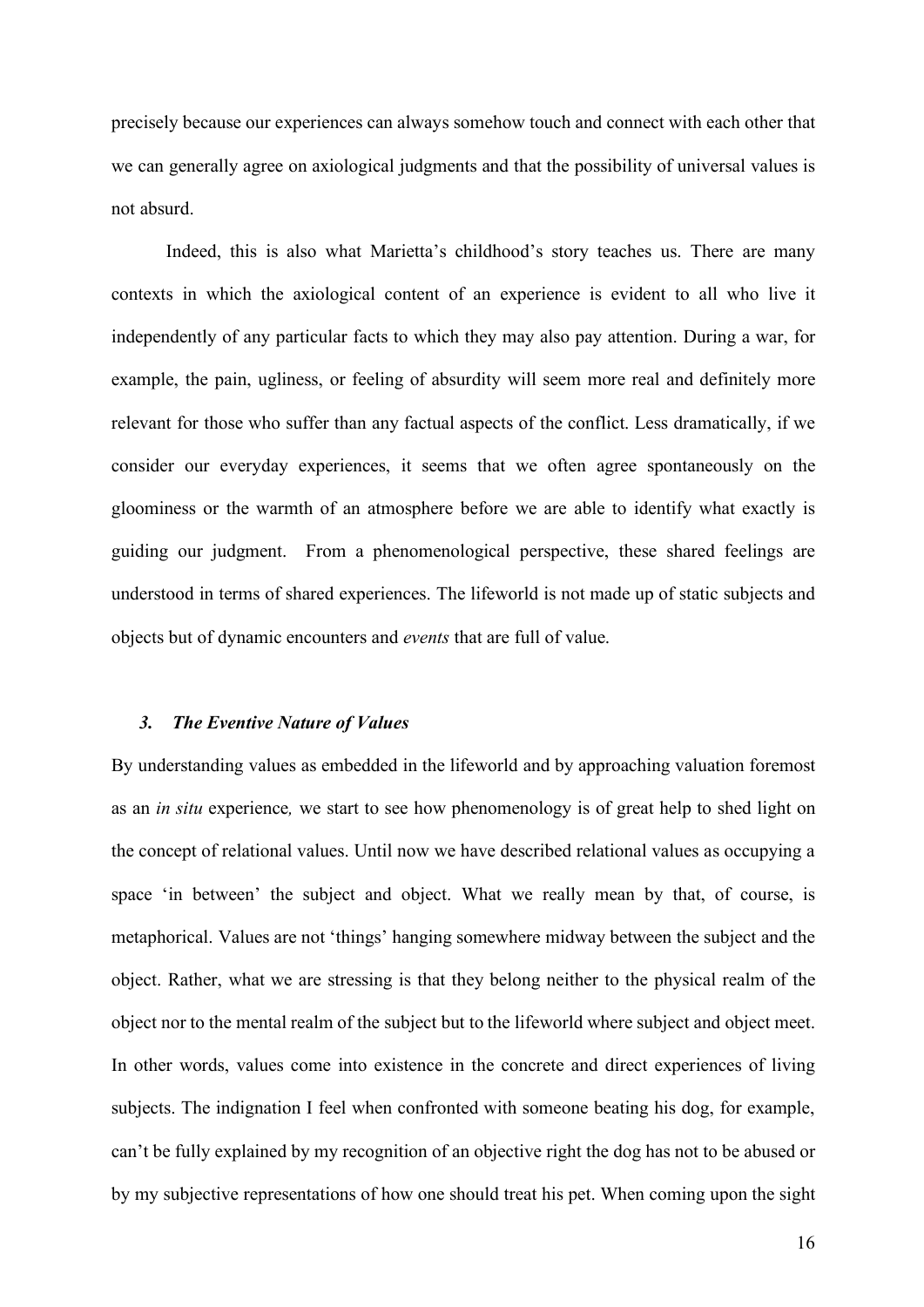precisely because our experiences can always somehow touch and connect with each other that we can generally agree on axiological judgments and that the possibility of universal values is not absurd.

Indeed, this is also what Marietta's childhood's story teaches us. There are many contexts in which the axiological content of an experience is evident to all who live it independently of any particular facts to which they may also pay attention. During a war, for example, the pain, ugliness, or feeling of absurdity will seem more real and definitely more relevant for those who suffer than any factual aspects of the conflict. Less dramatically, if we consider our everyday experiences, it seems that we often agree spontaneously on the gloominess or the warmth of an atmosphere before we are able to identify what exactly is guiding our judgment. From a phenomenological perspective, these shared feelings are understood in terms of shared experiences. The lifeworld is not made up of static subjects and objects but of dynamic encounters and *events* that are full of value.

### *3. The Eventive Nature of Values*

By understanding values as embedded in the lifeworld and by approaching valuation foremost as an *in situ* experience*,* we start to see how phenomenology is of great help to shed light on the concept of relational values. Until now we have described relational values as occupying a space 'in between' the subject and object. What we really mean by that, of course, is metaphorical. Values are not 'things' hanging somewhere midway between the subject and the object. Rather, what we are stressing is that they belong neither to the physical realm of the object nor to the mental realm of the subject but to the lifeworld where subject and object meet. In other words, values come into existence in the concrete and direct experiences of living subjects. The indignation I feel when confronted with someone beating his dog, for example, can't be fully explained by my recognition of an objective right the dog has not to be abused or by my subjective representations of how one should treat his pet. When coming upon the sight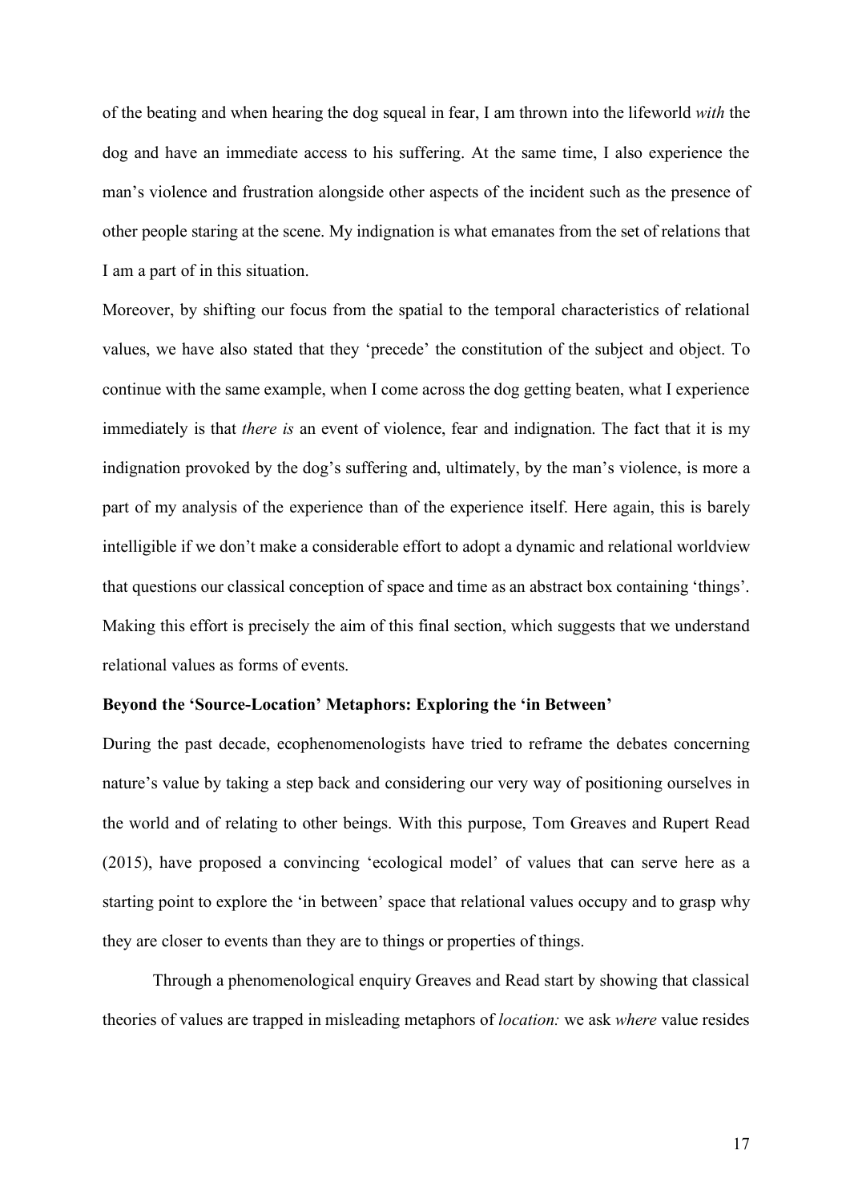of the beating and when hearing the dog squeal in fear, I am thrown into the lifeworld *with* the dog and have an immediate access to his suffering. At the same time, I also experience the man's violence and frustration alongside other aspects of the incident such as the presence of other people staring at the scene. My indignation is what emanates from the set of relations that I am a part of in this situation.

Moreover, by shifting our focus from the spatial to the temporal characteristics of relational values, we have also stated that they 'precede' the constitution of the subject and object. To continue with the same example, when I come across the dog getting beaten, what I experience immediately is that *there is* an event of violence, fear and indignation. The fact that it is my indignation provoked by the dog's suffering and, ultimately, by the man's violence, is more a part of my analysis of the experience than of the experience itself. Here again, this is barely intelligible if we don't make a considerable effort to adopt a dynamic and relational worldview that questions our classical conception of space and time as an abstract box containing 'things'. Making this effort is precisely the aim of this final section, which suggests that we understand relational values as forms of events.

**Beyond the 'Source-Location' Metaphors: Exploring the 'in Between'**

During the past decade, ecophenomenologists have tried to reframe the debates concerning nature's value by taking a step back and considering our very way of positioning ourselves in the world and of relating to other beings. With this purpose, Tom Greaves and Rupert Read (2015), have proposed a convincing 'ecological model' of values that can serve here as a starting point to explore the 'in between' space that relational values occupy and to grasp why they are closer to events than they are to things or properties of things.

Through a phenomenological enquiry Greaves and Read start by showing that classical theories of values are trapped in misleading metaphors of *location:* we ask *where* value resides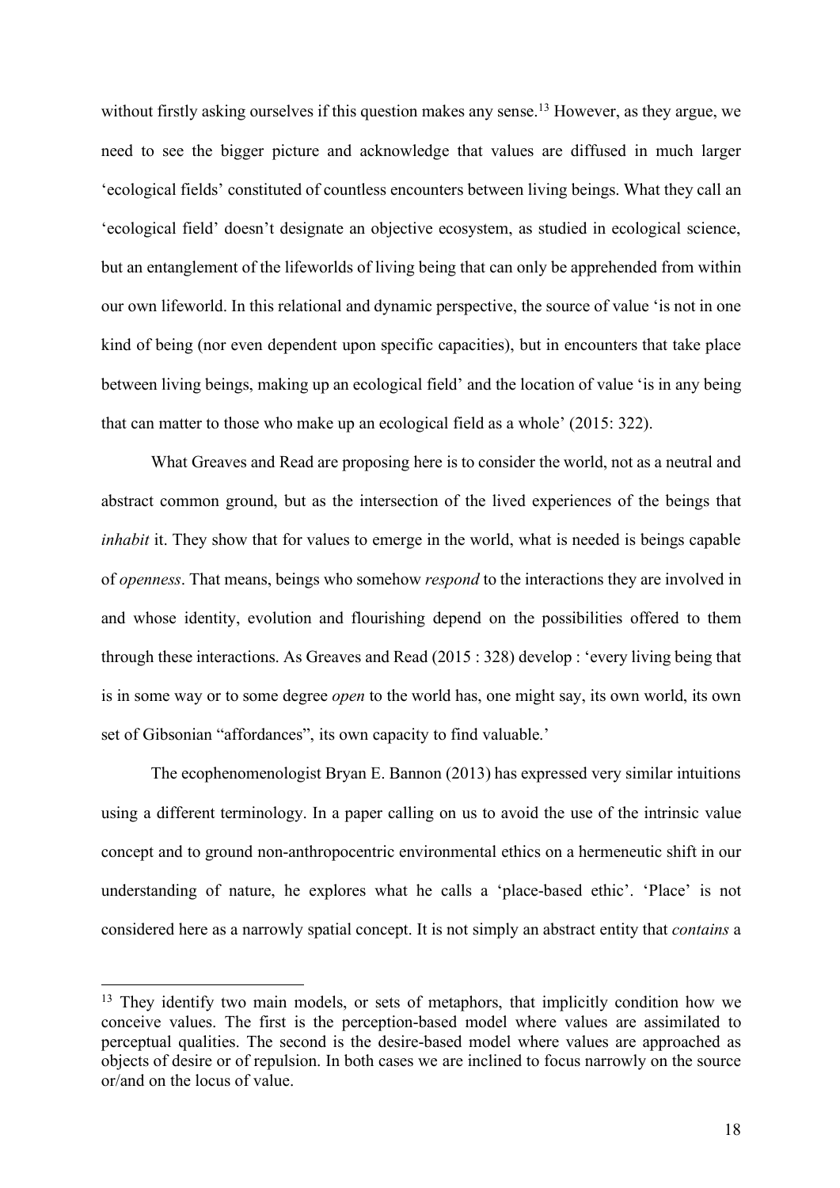without firstly asking ourselves if this question makes any sense.[13] However, as they argue, we need to see the bigger picture and acknowledge that values are diffused in much larger 'ecological fields' constituted of countless encounters between living beings. What they call an 'ecological field' doesn't designate an objective ecosystem, as studied in ecological science, but an entanglement of the lifeworlds of living being that can only be apprehended from within our own lifeworld. In this relational and dynamic perspective, the source of value 'is not in one kind of being (nor even dependent upon specific capacities), but in encounters that take place between living beings, making up an ecological field' and the location of value 'is in any being that can matter to those who make up an ecological field as a whole' (2015: 322).

What Greaves and Read are proposing here is to consider the world, not as a neutral and abstract common ground, but as the intersection of the lived experiences of the beings that *inhabit* it. They show that for values to emerge in the world, what is needed is beings capable of *openness*. That means, beings who somehow *respond* to the interactions they are involved in and whose identity, evolution and flourishing depend on the possibilities offered to them through these interactions. As Greaves and Read (2015 : 328) develop : 'every living being that is in some way or to some degree *open* to the world has, one might say, its own world, its own set of Gibsonian "affordances", its own capacity to find valuable.'

The ecophenomenologist Bryan E. Bannon (2013) has expressed very similar intuitions using a different terminology. In a paper calling on us to avoid the use of the intrinsic value concept and to ground non-anthropocentric environmental ethics on a hermeneutic shift in our understanding of nature, he explores what he calls a 'place-based ethic'. 'Place' is not considered here as a narrowly spatial concept. It is not simply an abstract entity that *contains* a

---

[13] They identify two main models, or sets of metaphors, that implicitly condition how we conceive values. The first is the perception-based model where values are assimilated to perceptual qualities. The second is the desire-based model where values are approached as objects of desire or of repulsion. In both cases we are inclined to focus narrowly on the source or/and on the locus of value.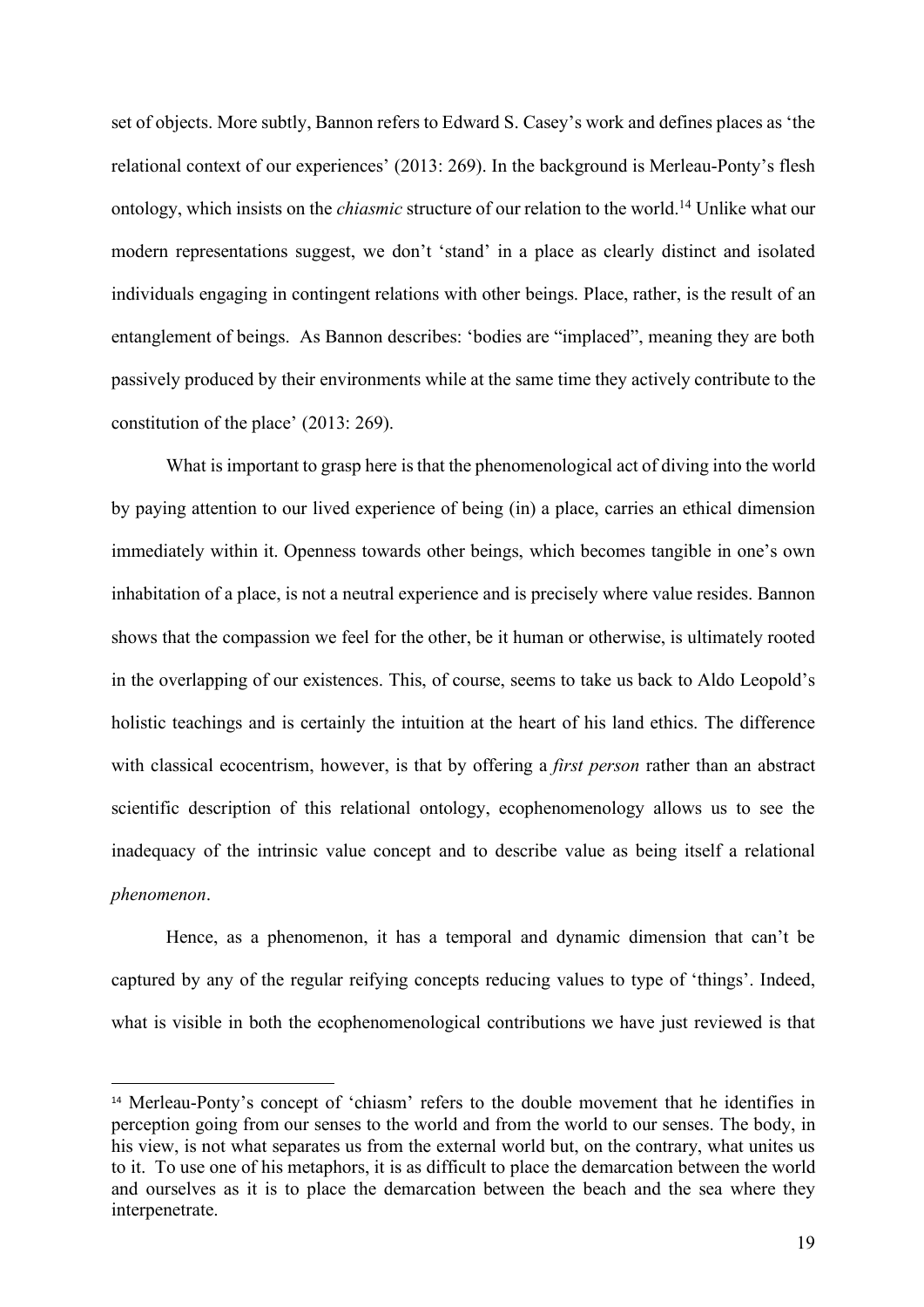set of objects. More subtly, Bannon refers to Edward S. Casey's work and defines places as 'the relational context of our experiences' (2013: 269). In the background is Merleau-Ponty's flesh ontology, which insists on the *chiasmic* structure of our relation to the world.[14] Unlike what our modern representations suggest, we don't 'stand' in a place as clearly distinct and isolated individuals engaging in contingent relations with other beings. Place, rather, is the result of an entanglement of beings. As Bannon describes: 'bodies are "implaced", meaning they are both passively produced by their environments while at the same time they actively contribute to the constitution of the place' (2013: 269).

What is important to grasp here is that the phenomenological act of diving into the world by paying attention to our lived experience of being (in) a place, carries an ethical dimension immediately within it. Openness towards other beings, which becomes tangible in one's own inhabitation of a place, is not a neutral experience and is precisely where value resides. Bannon shows that the compassion we feel for the other, be it human or otherwise, is ultimately rooted in the overlapping of our existences. This, of course, seems to take us back to Aldo Leopold's holistic teachings and is certainly the intuition at the heart of his land ethics. The difference with classical ecocentrism, however, is that by offering a *first person* rather than an abstract scientific description of this relational ontology, ecophenomenology allows us to see the inadequacy of the intrinsic value concept and to describe value as being itself a relational *phenomenon*.

Hence, as a phenomenon, it has a temporal and dynamic dimension that can't be captured by any of the regular reifying concepts reducing values to type of 'things'. Indeed, what is visible in both the ecophenomenological contributions we have just reviewed is that

---

[14] Merleau-Ponty's concept of 'chiasm' refers to the double movement that he identifies in perception going from our senses to the world and from the world to our senses. The body, in his view, is not what separates us from the external world but, on the contrary, what unites us to it. To use one of his metaphors, it is as difficult to place the demarcation between the world and ourselves as it is to place the demarcation between the beach and the sea where they interpenetrate.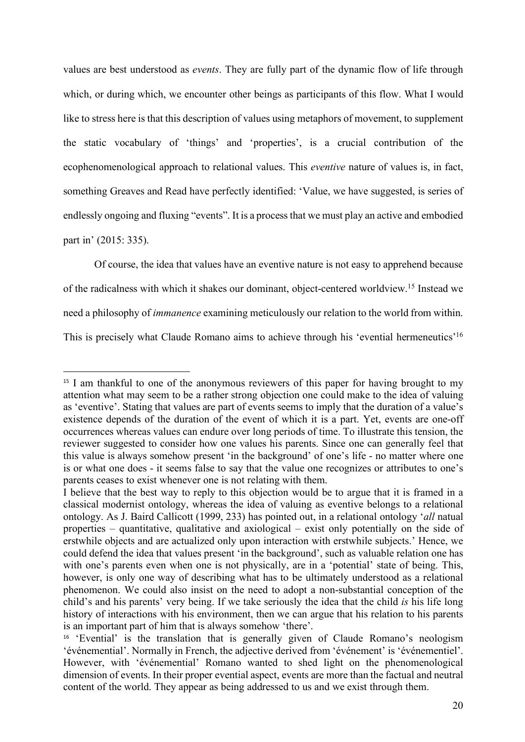values are best understood as *events*. They are fully part of the dynamic flow of life through which, or during which, we encounter other beings as participants of this flow. What I would like to stress here is that this description of values using metaphors of movement, to supplement the static vocabulary of 'things' and 'properties', is a crucial contribution of the ecophenomenological approach to relational values. This *eventive* nature of values is, in fact, something Greaves and Read have perfectly identified: 'Value, we have suggested, is series of endlessly ongoing and fluxing "events". It is a process that we must play an active and embodied part in' (2015: 335).

Of course, the idea that values have an eventive nature is not easy to apprehend because of the radicalness with which it shakes our dominant, object-centered worldview.[15] Instead we need a philosophy of *immanence* examining meticulously our relation to the world from within. This is precisely what Claude Romano aims to achieve through his 'evential hermeneutics'[16]

---

[15] I am thankful to one of the anonymous reviewers of this paper for having brought to my attention what may seem to be a rather strong objection one could make to the idea of valuing as 'eventive'. Stating that values are part of events seems to imply that the duration of a value's existence depends of the duration of the event of which it is a part. Yet, events are one-off occurrences whereas values can endure over long periods of time. To illustrate this tension, the reviewer suggested to consider how one values his parents. Since one can generally feel that this value is always somehow present 'in the background' of one's life - no matter where one is or what one does - it seems false to say that the value one recognizes or attributes to one's parents ceases to exist whenever one is not relating with them.

I believe that the best way to reply to this objection would be to argue that it is framed in a classical modernist ontology, whereas the idea of valuing as eventive belongs to a relational ontology. As J. Baird Callicott (1999, 233) has pointed out, in a relational ontology '*all* natual properties – quantitative, qualitative and axiological – exist only potentially on the side of erstwhile objects and are actualized only upon interaction with erstwhile subjects.' Hence, we could defend the idea that values present 'in the background', such as valuable relation one has with one's parents even when one is not physically, are in a 'potential' state of being. This, however, is only one way of describing what has to be ultimately understood as a relational phenomenon. We could also insist on the need to adopt a non-substantial conception of the child's and his parents' very being. If we take seriously the idea that the child *is* his life long history of interactions with his environment, then we can argue that his relation to his parents is an important part of him that is always somehow 'there'.

[16] 'Evential' is the translation that is generally given of Claude Romano's neologism 'événemential'. Normally in French, the adjective derived from 'événement' is 'événementiel'. However, with 'événemential' Romano wanted to shed light on the phenomenological dimension of events. In their proper evential aspect, events are more than the factual and neutral content of the world. They appear as being addressed to us and we exist through them.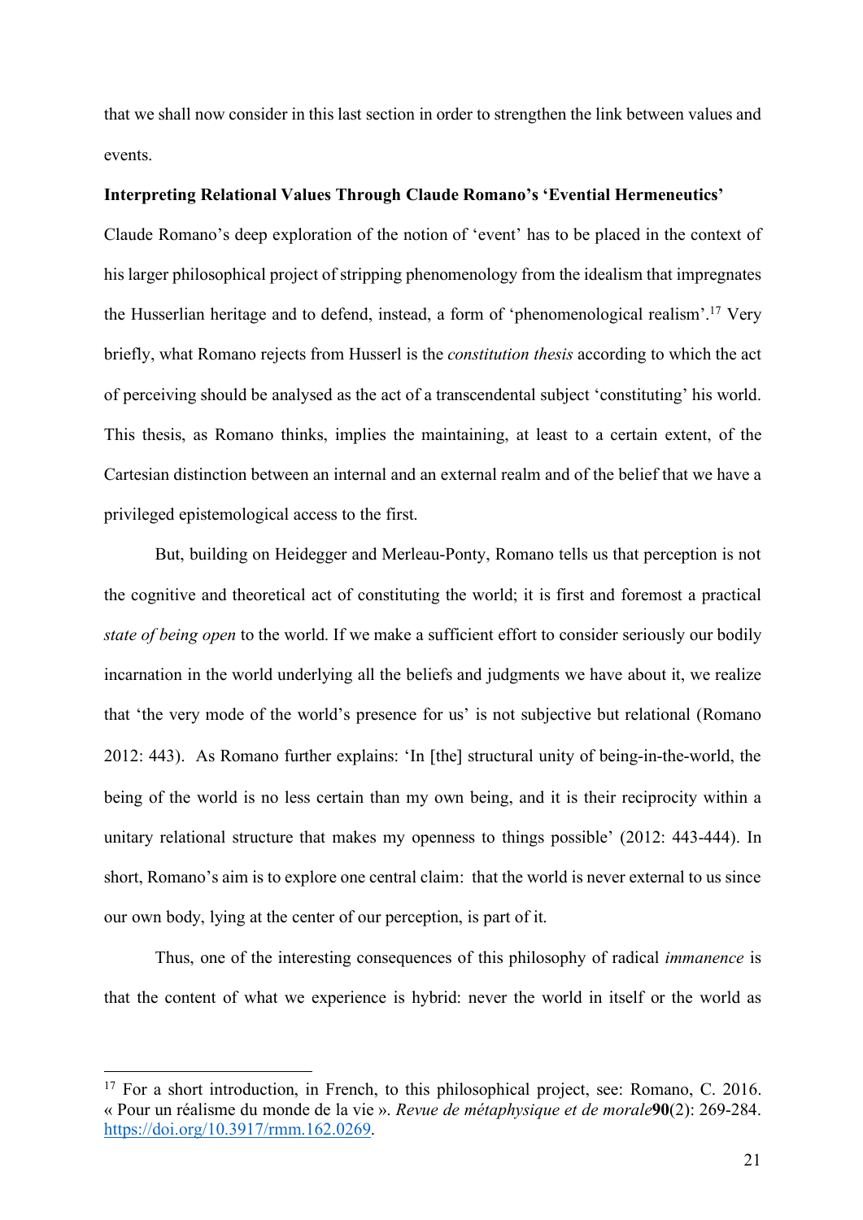that we shall now consider in this last section in order to strengthen the link between values and events.

**Interpreting Relational Values Through Claude Romano's 'Evential Hermeneutics'**

Claude Romano's deep exploration of the notion of 'event' has to be placed in the context of his larger philosophical project of stripping phenomenology from the idealism that impregnates the Husserlian heritage and to defend, instead, a form of 'phenomenological realism'.[17] Very briefly, what Romano rejects from Husserl is the *constitution thesis* according to which the act of perceiving should be analysed as the act of a transcendental subject 'constituting' his world. This thesis, as Romano thinks, implies the maintaining, at least to a certain extent, of the Cartesian distinction between an internal and an external realm and of the belief that we have a privileged epistemological access to the first.

But, building on Heidegger and Merleau-Ponty, Romano tells us that perception is not the cognitive and theoretical act of constituting the world; it is first and foremost a practical *state of being open* to the world. If we make a sufficient effort to consider seriously our bodily incarnation in the world underlying all the beliefs and judgments we have about it, we realize that 'the very mode of the world's presence for us' is not subjective but relational (Romano 2012: 443). As Romano further explains: 'In [the] structural unity of being-in-the-world, the being of the world is no less certain than my own being, and it is their reciprocity within a unitary relational structure that makes my openness to things possible' (2012: 443-444). In short, Romano's aim is to explore one central claim: that the world is never external to us since our own body, lying at the center of our perception, is part of it.

Thus, one of the interesting consequences of this philosophy of radical *immanence* is that the content of what we experience is hybrid: never the world in itself or the world as

[17] For a short introduction, in French, to this philosophical project, see: Romano, C. 2016. « Pour un réalisme du monde de la vie ». *Revue de métaphysique et de morale* **90**(2): 269-284. https://doi.org/10.3917/rmm.162.0269.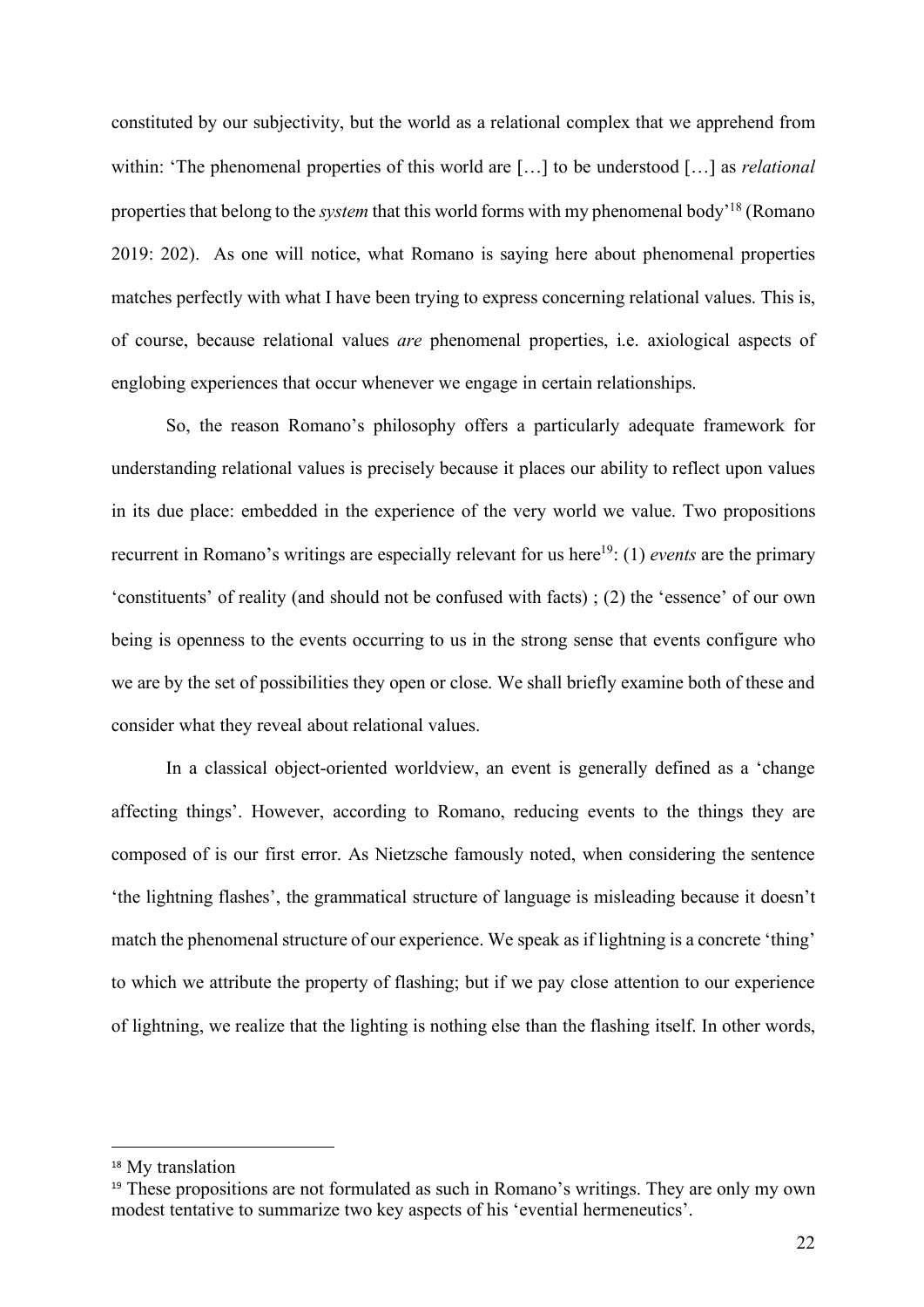constituted by our subjectivity, but the world as a relational complex that we apprehend from within: 'The phenomenal properties of this world are […] to be understood […] as *relational* properties that belong to the *system* that this world forms with my phenomenal body'[18] (Romano 2019: 202). As one will notice, what Romano is saying here about phenomenal properties matches perfectly with what I have been trying to express concerning relational values. This is, of course, because relational values *are* phenomenal properties, i.e. axiological aspects of englobing experiences that occur whenever we engage in certain relationships.

So, the reason Romano's philosophy offers a particularly adequate framework for understanding relational values is precisely because it places our ability to reflect upon values in its due place: embedded in the experience of the very world we value. Two propositions recurrent in Romano's writings are especially relevant for us here[19]: (1) *events* are the primary 'constituents' of reality (and should not be confused with facts) ; (2) the 'essence' of our own being is openness to the events occurring to us in the strong sense that events configure who we are by the set of possibilities they open or close. We shall briefly examine both of these and consider what they reveal about relational values.

In a classical object-oriented worldview, an event is generally defined as a 'change affecting things'. However, according to Romano, reducing events to the things they are composed of is our first error. As Nietzsche famously noted, when considering the sentence 'the lightning flashes', the grammatical structure of language is misleading because it doesn't match the phenomenal structure of our experience. We speak as if lightning is a concrete 'thing' to which we attribute the property of flashing; but if we pay close attention to our experience of lightning, we realize that the lighting is nothing else than the flashing itself. In other words,

[18] My translation

[19] These propositions are not formulated as such in Romano's writings. They are only my own modest tentative to summarize two key aspects of his 'evential hermeneutics'.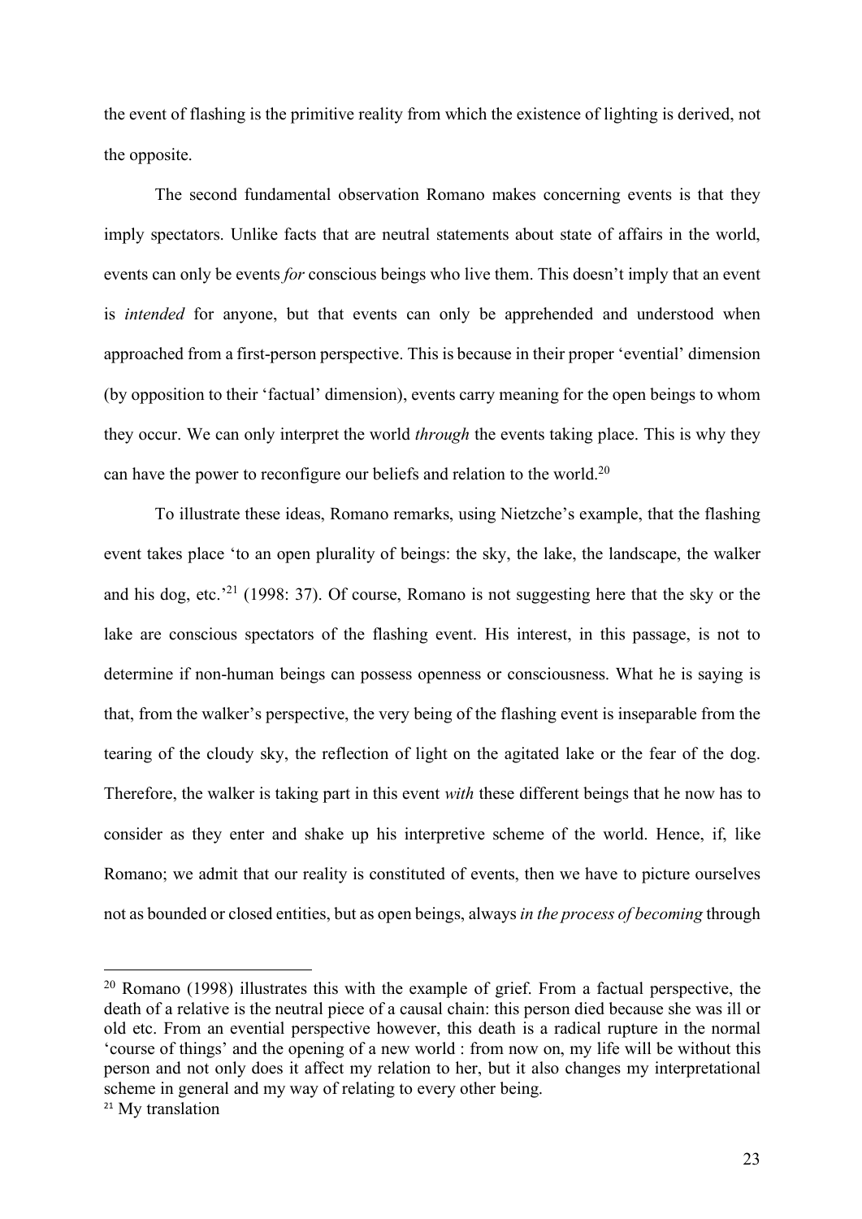the event of flashing is the primitive reality from which the existence of lighting is derived, not the opposite.

The second fundamental observation Romano makes concerning events is that they imply spectators. Unlike facts that are neutral statements about state of affairs in the world, events can only be events *for* conscious beings who live them. This doesn't imply that an event is *intended* for anyone, but that events can only be apprehended and understood when approached from a first-person perspective. This is because in their proper 'evential' dimension (by opposition to their 'factual' dimension), events carry meaning for the open beings to whom they occur. We can only interpret the world *through* the events taking place. This is why they can have the power to reconfigure our beliefs and relation to the world.[20]

To illustrate these ideas, Romano remarks, using Nietzche's example, that the flashing event takes place 'to an open plurality of beings: the sky, the lake, the landscape, the walker and his dog, etc.'[21] (1998: 37). Of course, Romano is not suggesting here that the sky or the lake are conscious spectators of the flashing event. His interest, in this passage, is not to determine if non-human beings can possess openness or consciousness. What he is saying is that, from the walker's perspective, the very being of the flashing event is inseparable from the tearing of the cloudy sky, the reflection of light on the agitated lake or the fear of the dog. Therefore, the walker is taking part in this event *with* these different beings that he now has to consider as they enter and shake up his interpretive scheme of the world. Hence, if, like Romano; we admit that our reality is constituted of events, then we have to picture ourselves not as bounded or closed entities, but as open beings, always *in the process of becoming* through

---

[20] Romano (1998) illustrates this with the example of grief. From a factual perspective, the death of a relative is the neutral piece of a causal chain: this person died because she was ill or old etc. From an evential perspective however, this death is a radical rupture in the normal 'course of things' and the opening of a new world : from now on, my life will be without this person and not only does it affect my relation to her, but it also changes my interpretational scheme in general and my way of relating to every other being.

[21] My translation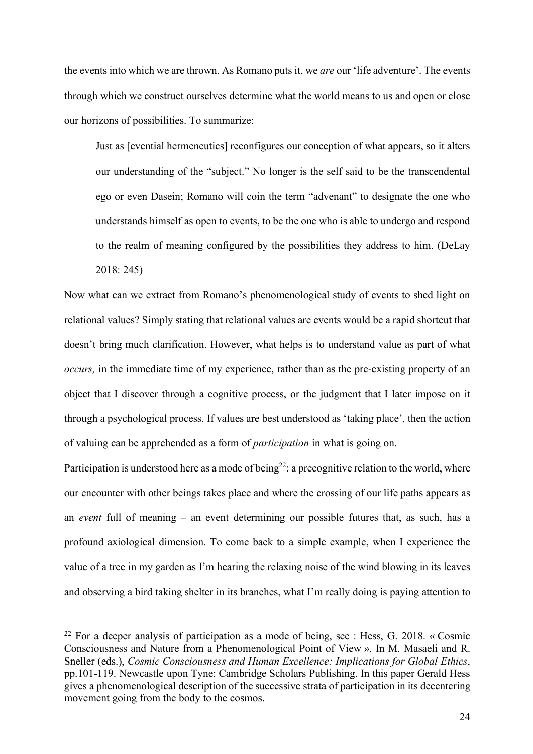the events into which we are thrown. As Romano puts it, we *are* our 'life adventure'. The events through which we construct ourselves determine what the world means to us and open or close our horizons of possibilities. To summarize:

> Just as [evential hermeneutics] reconfigures our conception of what appears, so it alters our understanding of the "subject." No longer is the self said to be the transcendental ego or even Dasein; Romano will coin the term "advenant" to designate the one who understands himself as open to events, to be the one who is able to undergo and respond to the realm of meaning configured by the possibilities they address to him. (DeLay 2018: 245)

Now what can we extract from Romano's phenomenological study of events to shed light on relational values? Simply stating that relational values are events would be a rapid shortcut that doesn't bring much clarification. However, what helps is to understand value as part of what *occurs,* in the immediate time of my experience, rather than as the pre-existing property of an object that I discover through a cognitive process, or the judgment that I later impose on it through a psychological process. If values are best understood as 'taking place', then the action of valuing can be apprehended as a form of *participation* in what is going on.

Participation is understood here as a mode of being[22]: a precognitive relation to the world, where our encounter with other beings takes place and where the crossing of our life paths appears as an *event* full of meaning – an event determining our possible futures that, as such, has a profound axiological dimension. To come back to a simple example, when I experience the value of a tree in my garden as I'm hearing the relaxing noise of the wind blowing in its leaves and observing a bird taking shelter in its branches, what I'm really doing is paying attention to

[22] For a deeper analysis of participation as a mode of being, see : Hess, G. 2018. « Cosmic Consciousness and Nature from a Phenomenological Point of View ». In M. Masaeli and R. Sneller (eds.), *Cosmic Consciousness and Human Excellence: Implications for Global Ethics*, pp.101-119. Newcastle upon Tyne: Cambridge Scholars Publishing. In this paper Gerald Hess gives a phenomenological description of the successive strata of participation in its decentering movement going from the body to the cosmos.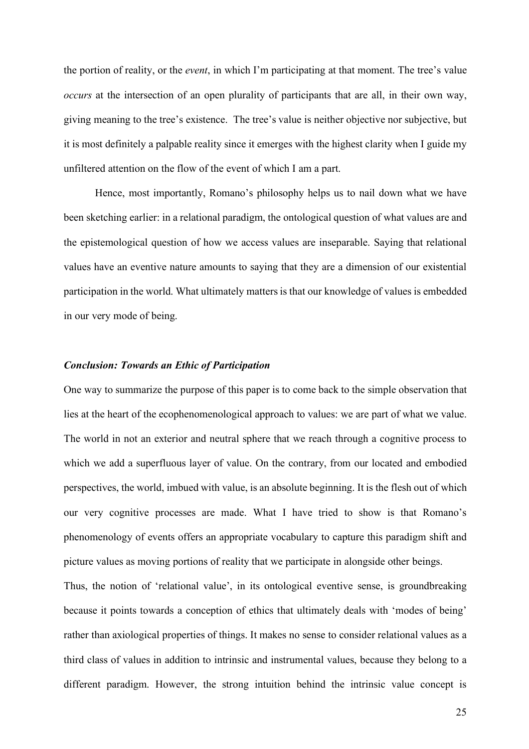the portion of reality, or the *event*, in which I'm participating at that moment. The tree's value *occurs* at the intersection of an open plurality of participants that are all, in their own way, giving meaning to the tree's existence. The tree's value is neither objective nor subjective, but it is most definitely a palpable reality since it emerges with the highest clarity when I guide my unfiltered attention on the flow of the event of which I am a part.

Hence, most importantly, Romano's philosophy helps us to nail down what we have been sketching earlier: in a relational paradigm, the ontological question of what values are and the epistemological question of how we access values are inseparable. Saying that relational values have an eventive nature amounts to saying that they are a dimension of our existential participation in the world. What ultimately matters is that our knowledge of values is embedded in our very mode of being.

### ***Conclusion: Towards an Ethic of Participation***

One way to summarize the purpose of this paper is to come back to the simple observation that lies at the heart of the ecophenomenological approach to values: we are part of what we value. The world in not an exterior and neutral sphere that we reach through a cognitive process to which we add a superfluous layer of value. On the contrary, from our located and embodied perspectives, the world, imbued with value, is an absolute beginning. It is the flesh out of which our very cognitive processes are made. What I have tried to show is that Romano's phenomenology of events offers an appropriate vocabulary to capture this paradigm shift and picture values as moving portions of reality that we participate in alongside other beings.

Thus, the notion of 'relational value', in its ontological eventive sense, is groundbreaking because it points towards a conception of ethics that ultimately deals with 'modes of being' rather than axiological properties of things. It makes no sense to consider relational values as a third class of values in addition to intrinsic and instrumental values, because they belong to a different paradigm. However, the strong intuition behind the intrinsic value concept is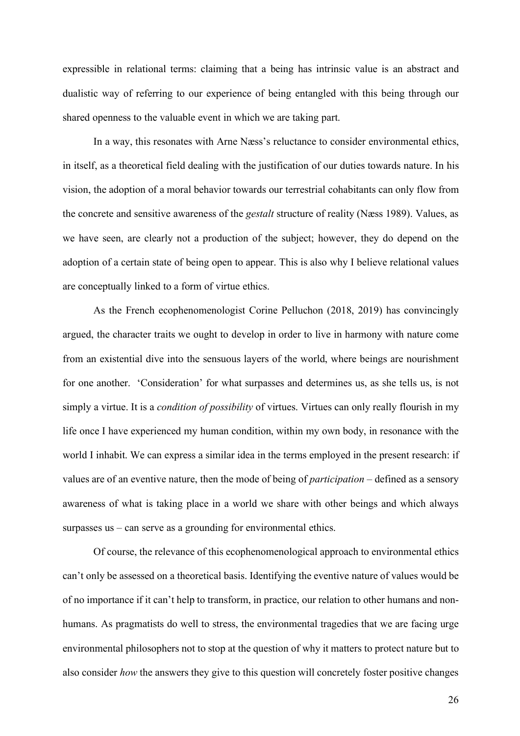expressible in relational terms: claiming that a being has intrinsic value is an abstract and dualistic way of referring to our experience of being entangled with this being through our shared openness to the valuable event in which we are taking part.

In a way, this resonates with Arne Næss's reluctance to consider environmental ethics, in itself, as a theoretical field dealing with the justification of our duties towards nature. In his vision, the adoption of a moral behavior towards our terrestrial cohabitants can only flow from the concrete and sensitive awareness of the *gestalt* structure of reality (Næss 1989). Values, as we have seen, are clearly not a production of the subject; however, they do depend on the adoption of a certain state of being open to appear. This is also why I believe relational values are conceptually linked to a form of virtue ethics.

As the French ecophenomenologist Corine Pelluchon (2018, 2019) has convincingly argued, the character traits we ought to develop in order to live in harmony with nature come from an existential dive into the sensuous layers of the world, where beings are nourishment for one another. 'Consideration' for what surpasses and determines us, as she tells us, is not simply a virtue. It is a *condition of possibility* of virtues. Virtues can only really flourish in my life once I have experienced my human condition, within my own body, in resonance with the world I inhabit. We can express a similar idea in the terms employed in the present research: if values are of an eventive nature, then the mode of being of *participation* – defined as a sensory awareness of what is taking place in a world we share with other beings and which always surpasses us – can serve as a grounding for environmental ethics.

Of course, the relevance of this ecophenomenological approach to environmental ethics can't only be assessed on a theoretical basis. Identifying the eventive nature of values would be of no importance if it can't help to transform, in practice, our relation to other humans and non-humans. As pragmatists do well to stress, the environmental tragedies that we are facing urge environmental philosophers not to stop at the question of why it matters to protect nature but to also consider *how* the answers they give to this question will concretely foster positive changes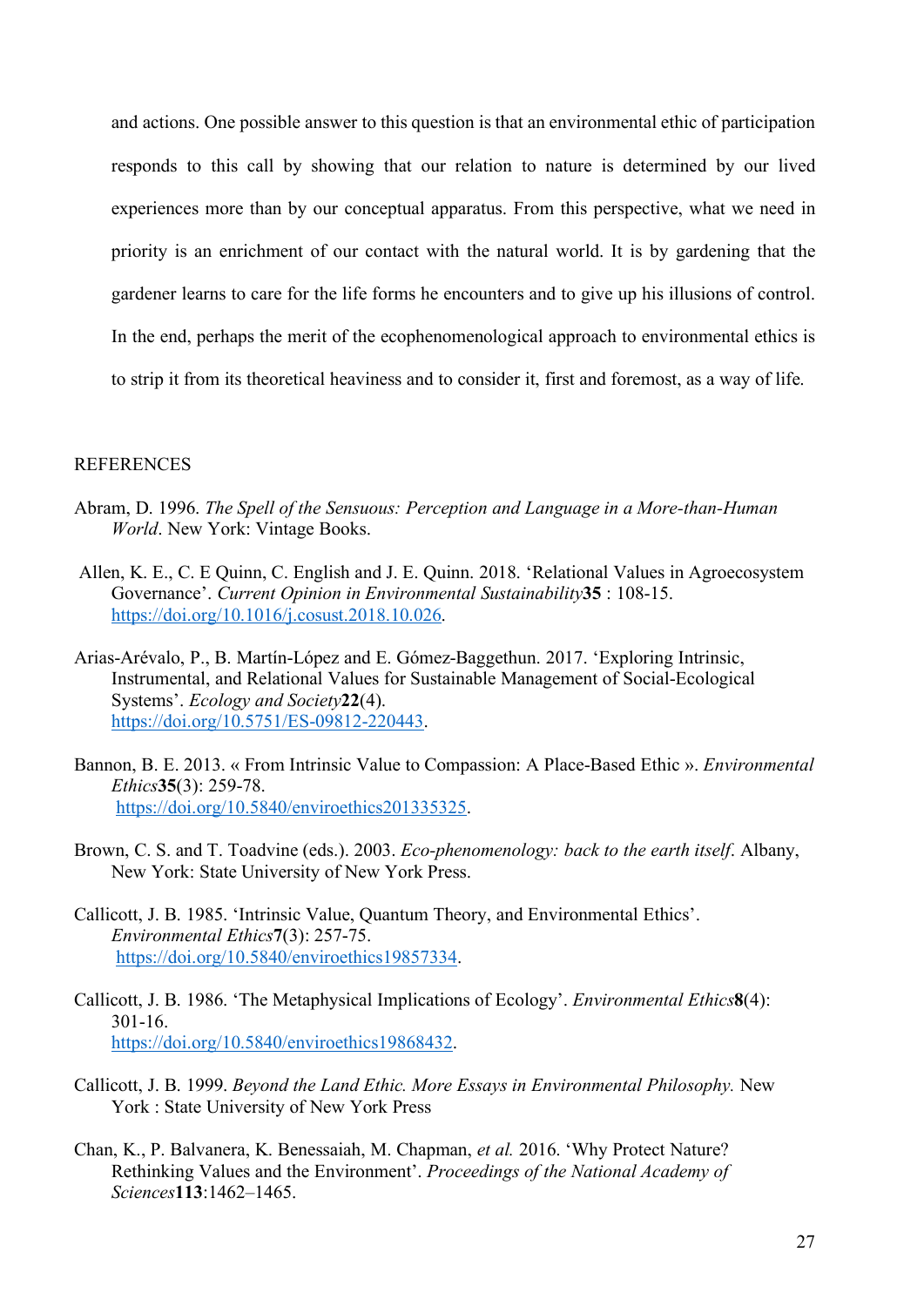and actions. One possible answer to this question is that an environmental ethic of participation responds to this call by showing that our relation to nature is determined by our lived experiences more than by our conceptual apparatus. From this perspective, what we need in priority is an enrichment of our contact with the natural world. It is by gardening that the gardener learns to care for the life forms he encounters and to give up his illusions of control. In the end, perhaps the merit of the ecophenomenological approach to environmental ethics is to strip it from its theoretical heaviness and to consider it, first and foremost, as a way of life.

## REFERENCES

Abram, D. 1996. *The Spell of the Sensuous: Perception and Language in a More-than-Human World*. New York: Vintage Books.

Allen, K. E., C. E Quinn, C. English and J. E. Quinn. 2018. 'Relational Values in Agroecosystem Governance'. *Current Opinion in Environmental Sustainability* **35** : 108-15. https://doi.org/10.1016/j.cosust.2018.10.026.

Arias-Arévalo, P., B. Martín-López and E. Gómez-Baggethun. 2017. 'Exploring Intrinsic, Instrumental, and Relational Values for Sustainable Management of Social-Ecological Systems'. *Ecology and Society* **22**(4). https://doi.org/10.5751/ES-09812-220443.

Bannon, B. E. 2013. « From Intrinsic Value to Compassion: A Place-Based Ethic ». *Environmental Ethics* **35**(3): 259-78. https://doi.org/10.5840/enviroethics201335325.

Brown, C. S. and T. Toadvine (eds.). 2003. *Eco-phenomenology: back to the earth itself*. Albany, New York: State University of New York Press.

Callicott, J. B. 1985. 'Intrinsic Value, Quantum Theory, and Environmental Ethics'. *Environmental Ethics* **7**(3): 257-75. https://doi.org/10.5840/enviroethics19857334.

Callicott, J. B. 1986. 'The Metaphysical Implications of Ecology'. *Environmental Ethics* **8**(4): 301-16. https://doi.org/10.5840/enviroethics19868432.

Callicott, J. B. 1999. *Beyond the Land Ethic. More Essays in Environmental Philosophy.* New York : State University of New York Press

Chan, K., P. Balvanera, K. Benessaiah, M. Chapman, *et al.* 2016. 'Why Protect Nature? Rethinking Values and the Environment'. *Proceedings of the National Academy of Sciences* **113**:1462–1465.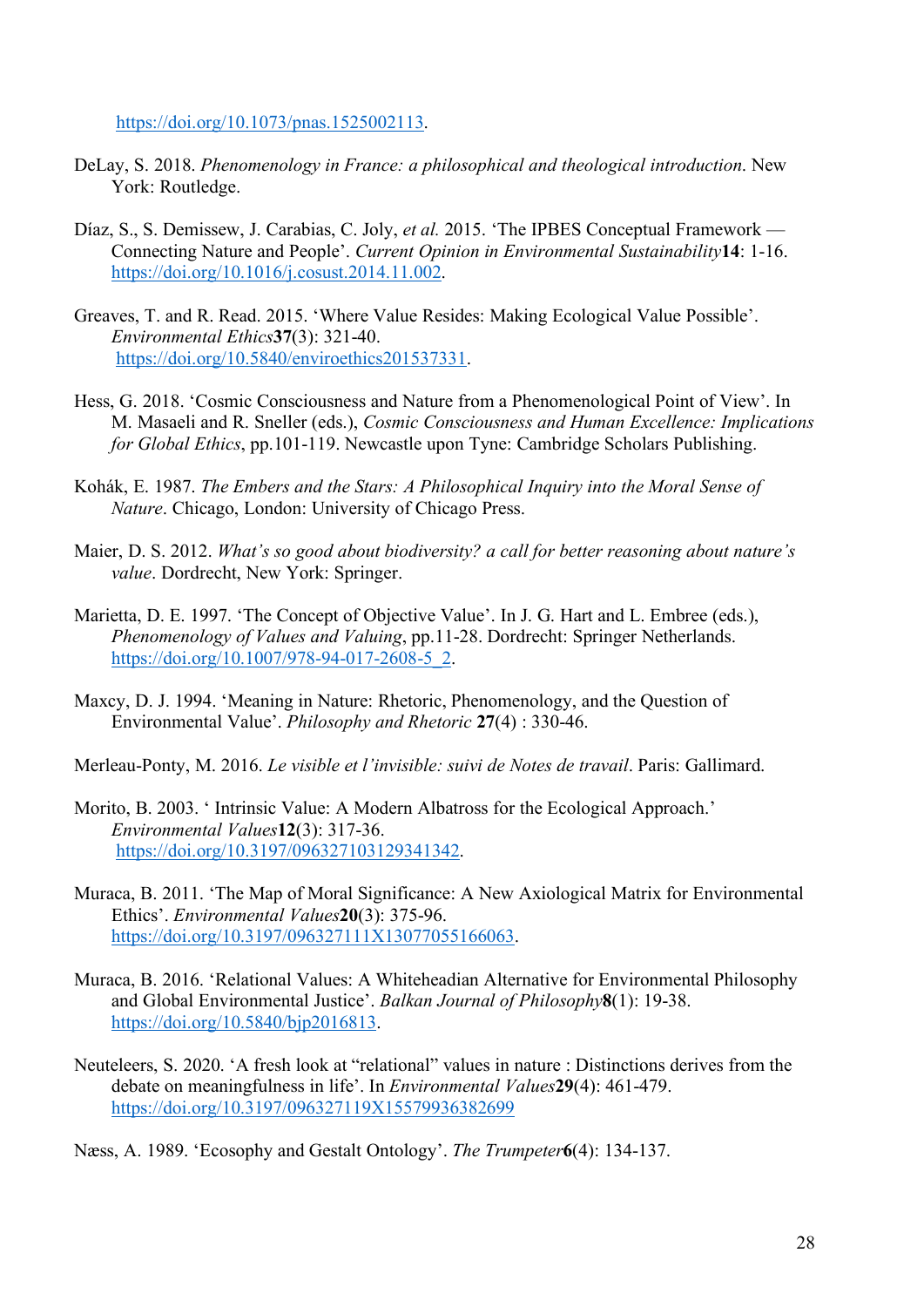https://doi.org/10.1073/pnas.1525002113.

DeLay, S. 2018. *Phenomenology in France: a philosophical and theological introduction*. New York: Routledge.

Díaz, S., S. Demissew, J. Carabias, C. Joly, *et al.* 2015. 'The IPBES Conceptual Framework — Connecting Nature and People'. *Current Opinion in Environmental Sustainability* **14**: 1-16. https://doi.org/10.1016/j.cosust.2014.11.002.

Greaves, T. and R. Read. 2015. 'Where Value Resides: Making Ecological Value Possible'. *Environmental Ethics* **37**(3): 321-40. https://doi.org/10.5840/enviroethics201537331.

Hess, G. 2018. 'Cosmic Consciousness and Nature from a Phenomenological Point of View'. In M. Masaeli and R. Sneller (eds.), *Cosmic Consciousness and Human Excellence: Implications for Global Ethics*, pp.101-119. Newcastle upon Tyne: Cambridge Scholars Publishing.

Kohák, E. 1987. *The Embers and the Stars: A Philosophical Inquiry into the Moral Sense of Nature*. Chicago, London: University of Chicago Press.

Maier, D. S. 2012. *What's so good about biodiversity? a call for better reasoning about nature's value*. Dordrecht, New York: Springer.

Marietta, D. E. 1997. 'The Concept of Objective Value'. In J. G. Hart and L. Embree (eds.), *Phenomenology of Values and Valuing*, pp.11-28. Dordrecht: Springer Netherlands. https://doi.org/10.1007/978-94-017-2608-5_2.

Maxcy, D. J. 1994. 'Meaning in Nature: Rhetoric, Phenomenology, and the Question of Environmental Value'. *Philosophy and Rhetoric* **27**(4) : 330-46.

Merleau-Ponty, M. 2016. *Le visible et l'invisible: suivi de Notes de travail*. Paris: Gallimard.

Morito, B. 2003. ' Intrinsic Value: A Modern Albatross for the Ecological Approach.' *Environmental Values* **12**(3): 317-36. https://doi.org/10.3197/096327103129341342.

Muraca, B. 2011. 'The Map of Moral Significance: A New Axiological Matrix for Environmental Ethics'. *Environmental Values* **20**(3): 375-96. https://doi.org/10.3197/096327111X13077055166063.

Muraca, B. 2016. 'Relational Values: A Whiteheadian Alternative for Environmental Philosophy and Global Environmental Justice'. *Balkan Journal of Philosophy* **8**(1): 19-38. https://doi.org/10.5840/bjp2016813.

Neuteleers, S. 2020. 'A fresh look at "relational" values in nature : Distinctions derives from the debate on meaningfulness in life'. In *Environmental Values* **29**(4): 461-479. https://doi.org/10.3197/096327119X15579936382699

Næss, A. 1989. 'Ecosophy and Gestalt Ontology'. *The Trumpeter* **6**(4): 134-137.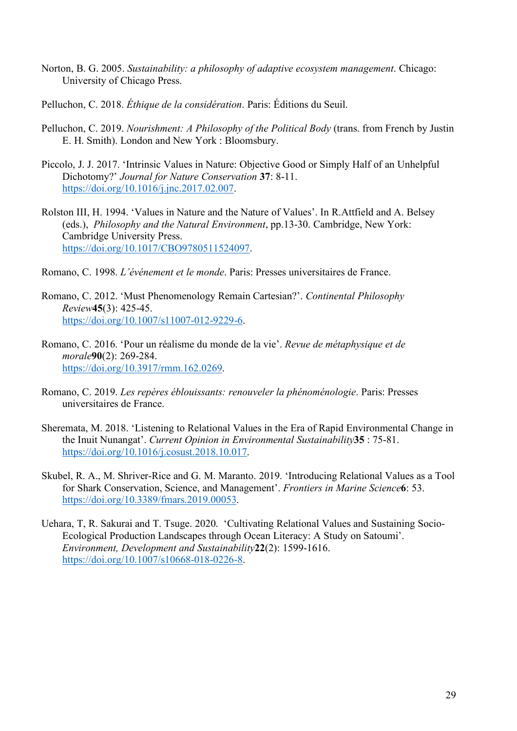Norton, B. G. 2005. *Sustainability: a philosophy of adaptive ecosystem management*. Chicago: University of Chicago Press.

Pelluchon, C. 2018. *Éthique de la considération*. Paris: Éditions du Seuil.

Pelluchon, C. 2019. *Nourishment: A Philosophy of the Political Body* (trans. from French by Justin E. H. Smith). London and New York : Bloomsbury.

Piccolo, J. J. 2017. 'Intrinsic Values in Nature: Objective Good or Simply Half of an Unhelpful Dichotomy?' *Journal for Nature Conservation* **37**: 8-11. https://doi.org/10.1016/j.jnc.2017.02.007.

Rolston III, H. 1994. 'Values in Nature and the Nature of Values'. In R.Attfield and A. Belsey (eds.), *Philosophy and the Natural Environment*, pp.13-30. Cambridge, New York: Cambridge University Press. https://doi.org/10.1017/CBO9780511524097.

Romano, C. 1998. *L'événement et le monde*. Paris: Presses universitaires de France.

Romano, C. 2012. 'Must Phenomenology Remain Cartesian?'. *Continental Philosophy Review***45**(3): 425-45. https://doi.org/10.1007/s11007-012-9229-6.

Romano, C. 2016. 'Pour un réalisme du monde de la vie'. *Revue de métaphysique et de morale***90**(2): 269-284. https://doi.org/10.3917/rmm.162.0269.

Romano, C. 2019. *Les repères éblouissants: renouveler la phénoménologie*. Paris: Presses universitaires de France.

Sheremata, M. 2018. 'Listening to Relational Values in the Era of Rapid Environmental Change in the Inuit Nunangat'. *Current Opinion in Environmental Sustainability***35** : 75-81. https://doi.org/10.1016/j.cosust.2018.10.017.

Skubel, R. A., M. Shriver-Rice and G. M. Maranto. 2019. 'Introducing Relational Values as a Tool for Shark Conservation, Science, and Management'. *Frontiers in Marine Science***6**: 53. https://doi.org/10.3389/fmars.2019.00053.

Uehara, T, R. Sakurai and T. Tsuge. 2020. 'Cultivating Relational Values and Sustaining Socio-Ecological Production Landscapes through Ocean Literacy: A Study on Satoumi'. *Environment, Development and Sustainability***22**(2): 1599-1616. https://doi.org/10.1007/s10668-018-0226-8.